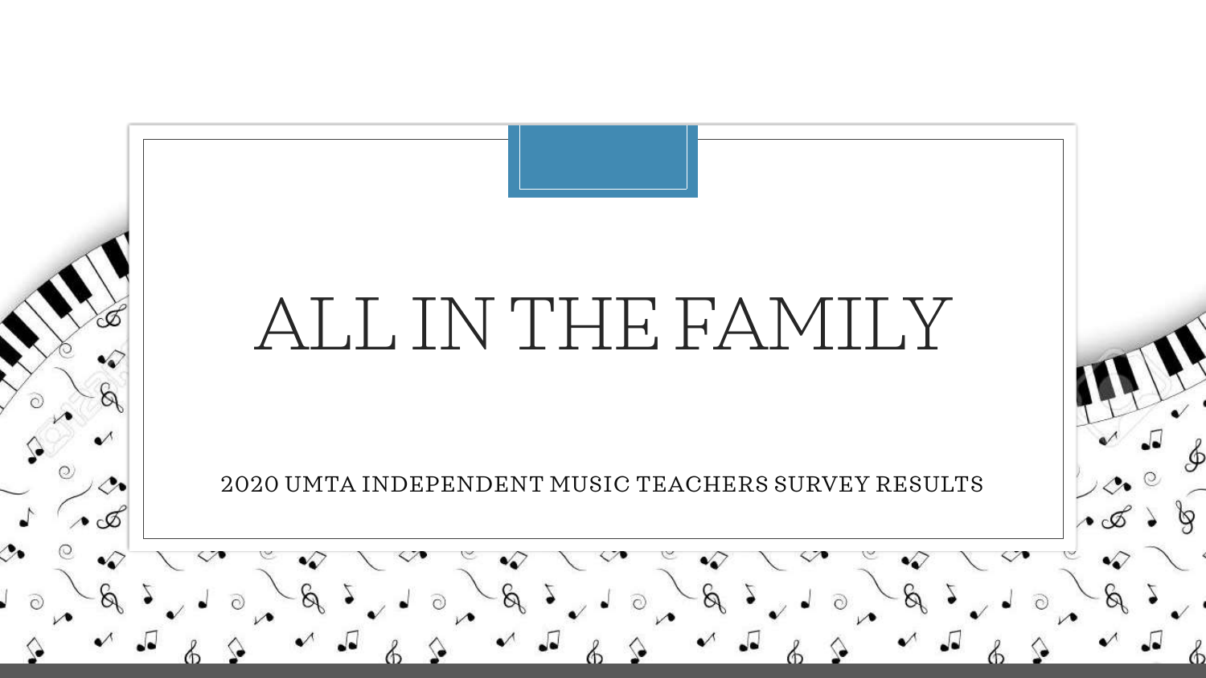# ALL IN THE FAMILY

2020 UMTA INDEPENDENT MUSIC TEACHERS SURVEY RESULTS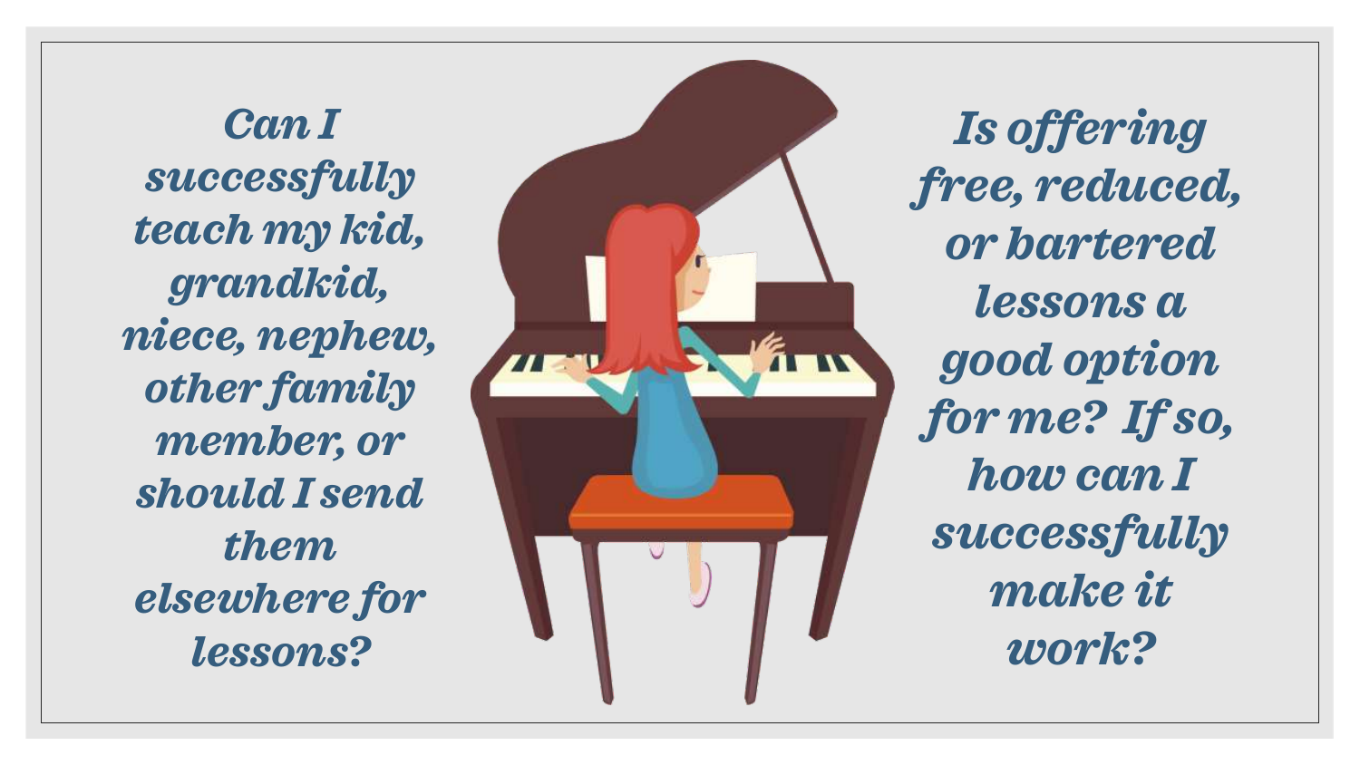*Can I successfully teach my kid, grandkid, niece, nephew, other family member, or should I send them elsewhere for lessons?*

*Is offering free, reduced, or bartered lessons a good option for me? If so, how can I successfully make it work?*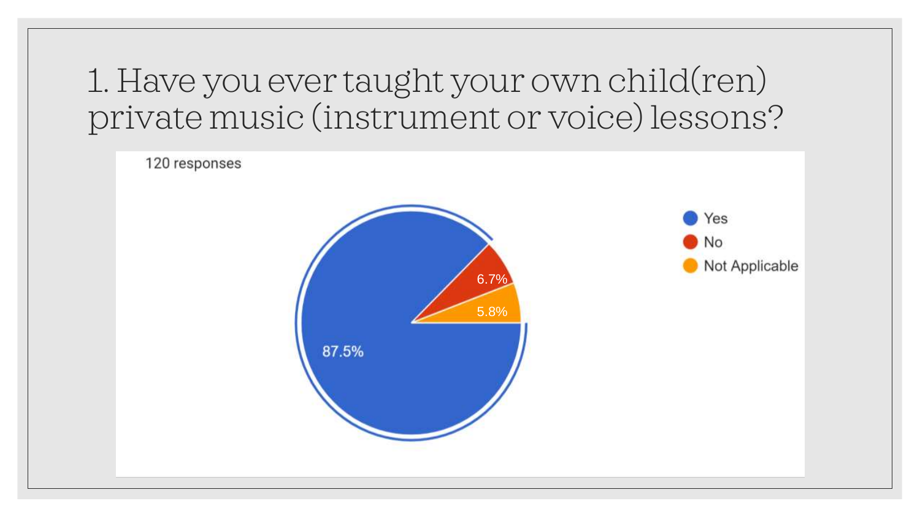# 1. Have you ever taught your own child(ren) private music (instrument or voice) lessons?

120 responses

- Yes: 87.5%
- No: 6.7%
- Not Applicable: 5.8%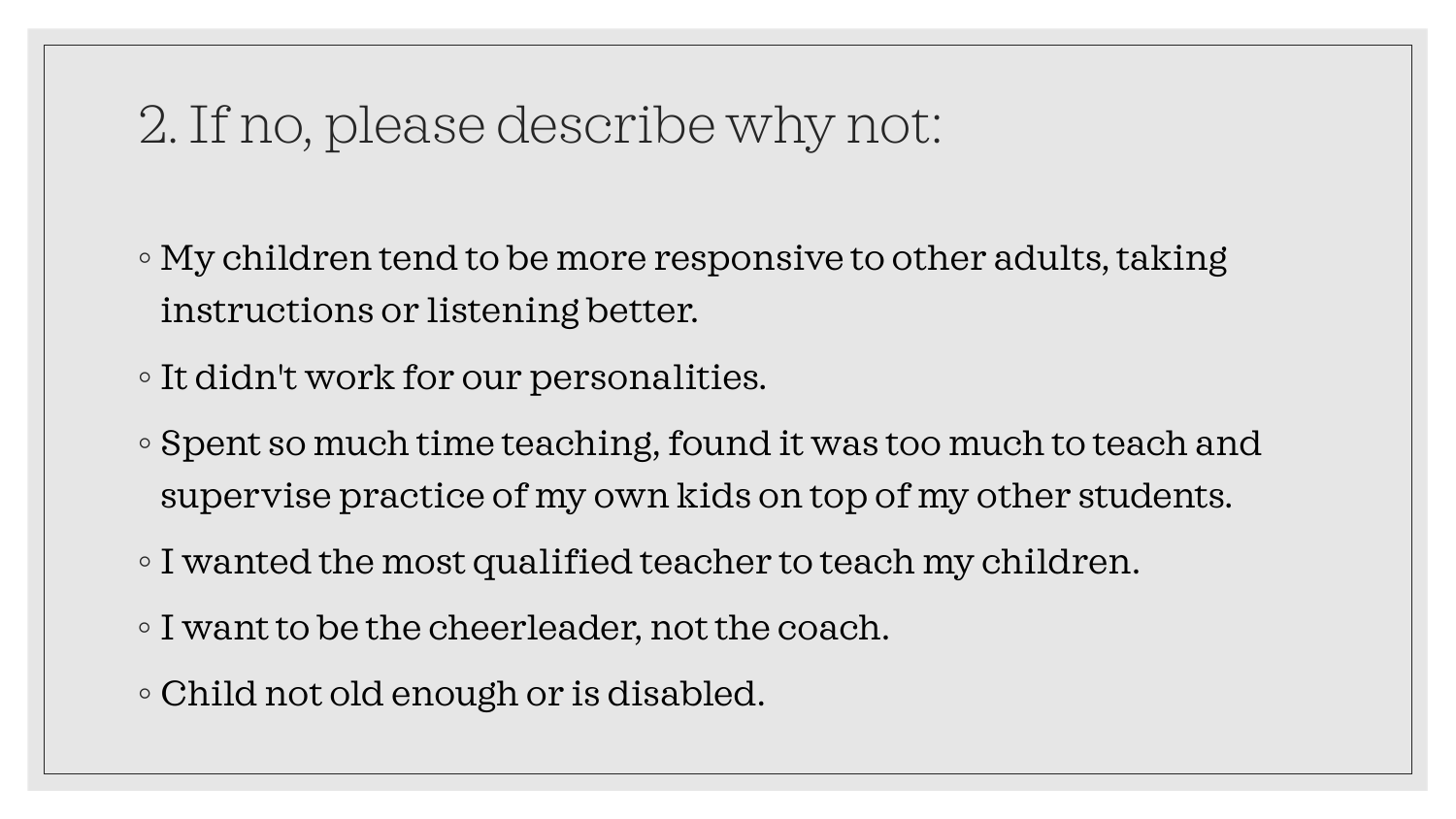## 2. If no, please describe why not:

- My children tend to be more responsive to other adults, taking instructions or listening better.
- It didn't work for our personalities.
- Spent so much time teaching, found it was too much to teach and supervise practice of my own kids on top of my other students.
- I wanted the most qualified teacher to teach my children.
- I want to be the cheerleader, not the coach.
- Child not old enough or is disabled.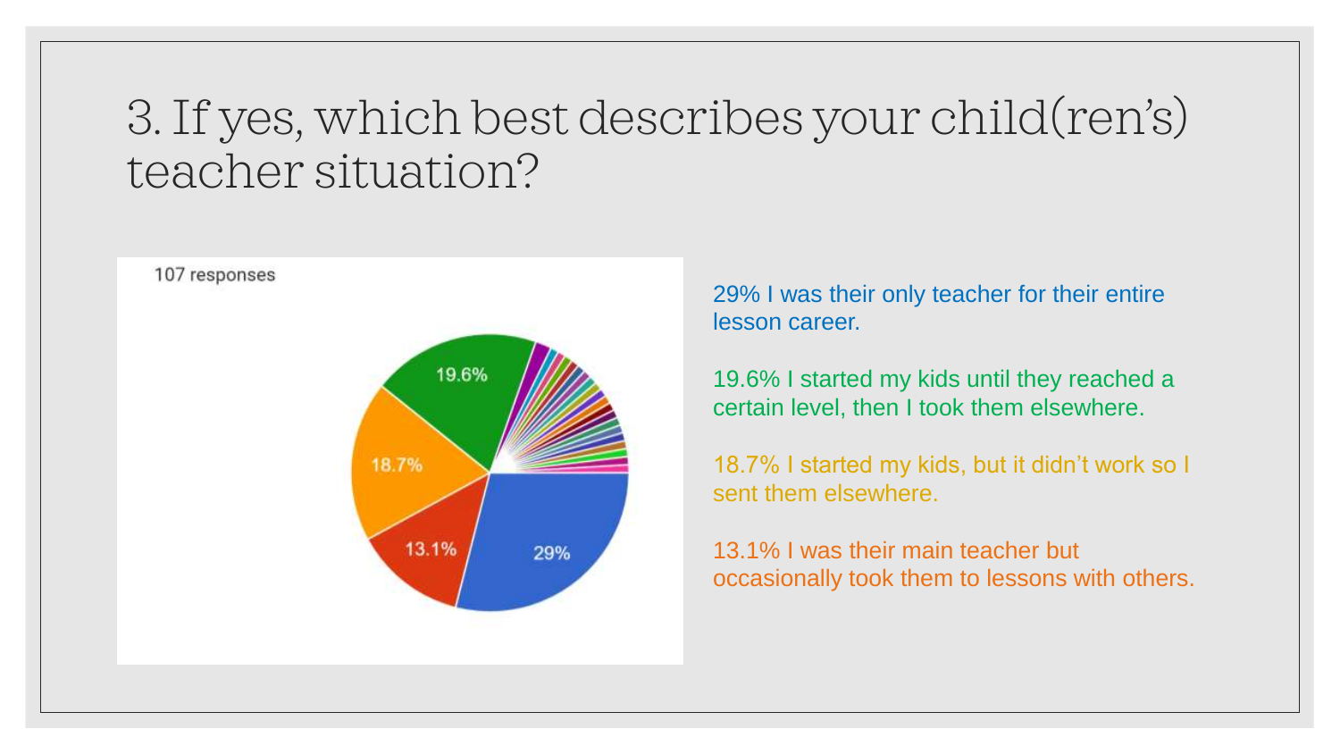# 3. If yes, which best describes your child(ren's) teacher situation?

107 responses

29% I was their only teacher for their entire lesson career.

19.6% I started my kids until they reached a certain level, then I took them elsewhere.

18.7% I started my kids, but it didn't work so I sent them elsewhere.

13.1% I was their main teacher but occasionally took them to lessons with others.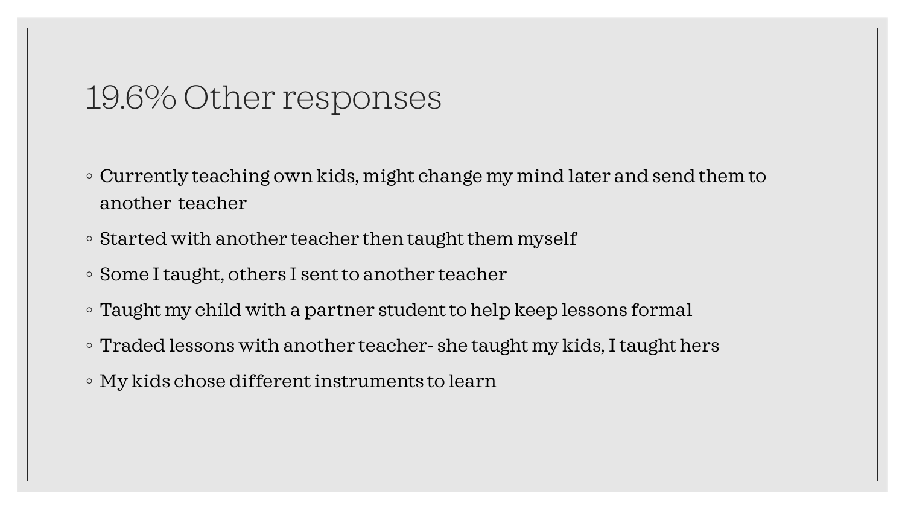# 19.6% Other responses

- Currently teaching own kids, might change my mind later and send them to another teacher
- Started with another teacher then taught them myself
- Some I taught, others I sent to another teacher
- Taught my child with a partner student to help keep lessons formal
- Traded lessons with another teacher- she taught my kids, I taught hers
- My kids chose different instruments to learn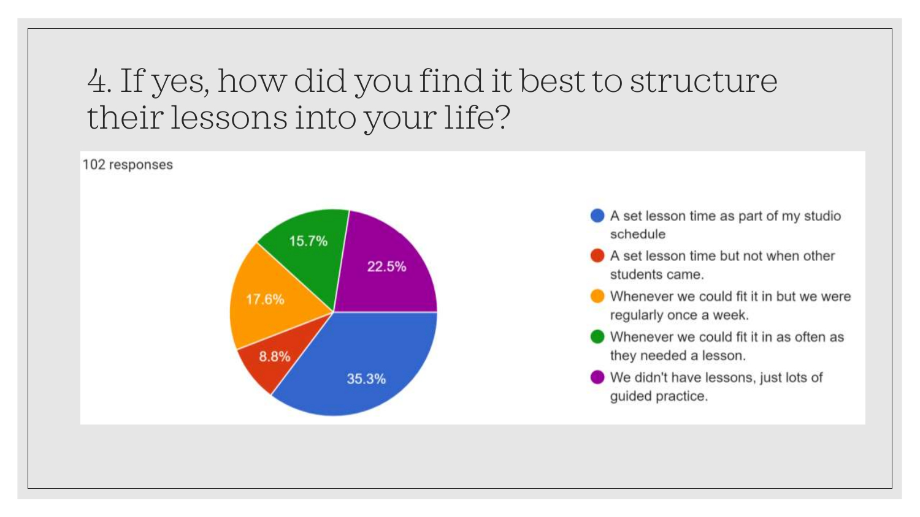# 4. If yes, how did you find it best to structure their lessons into your life?

102 responses

| Response | Percentage |
|---|---|
| A set lesson time as part of my studio schedule | 35.3% |
| A set lesson time but not when other students came. | 8.8% |
| Whenever we could fit it in but we were regularly once a week. | 17.6% |
| Whenever we could fit it in as often as they needed a lesson. | 15.7% |
| We didn't have lessons, just lots of guided practice. | 22.5% |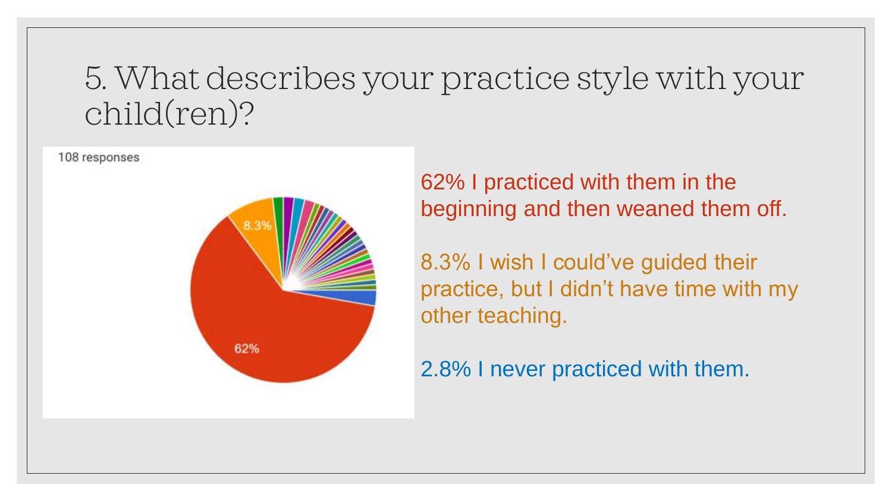# 5. What describes your practice style with your child(ren)?

108 responses

62% I practiced with them in the beginning and then weaned them off.

8.3% I wish I could've guided their practice, but I didn't have time with my other teaching.

2.8% I never practiced with them.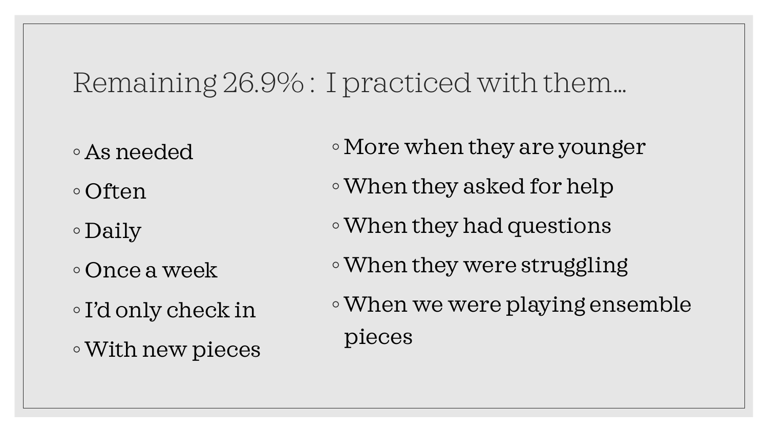# Remaining 26.9% : I practiced with them…

- As needed
- Often
- Daily
- Once a week
- I'd only check in
- With new pieces
- More when they are younger
- When they asked for help
- When they had questions
- When they were struggling
- When we were playing ensemble pieces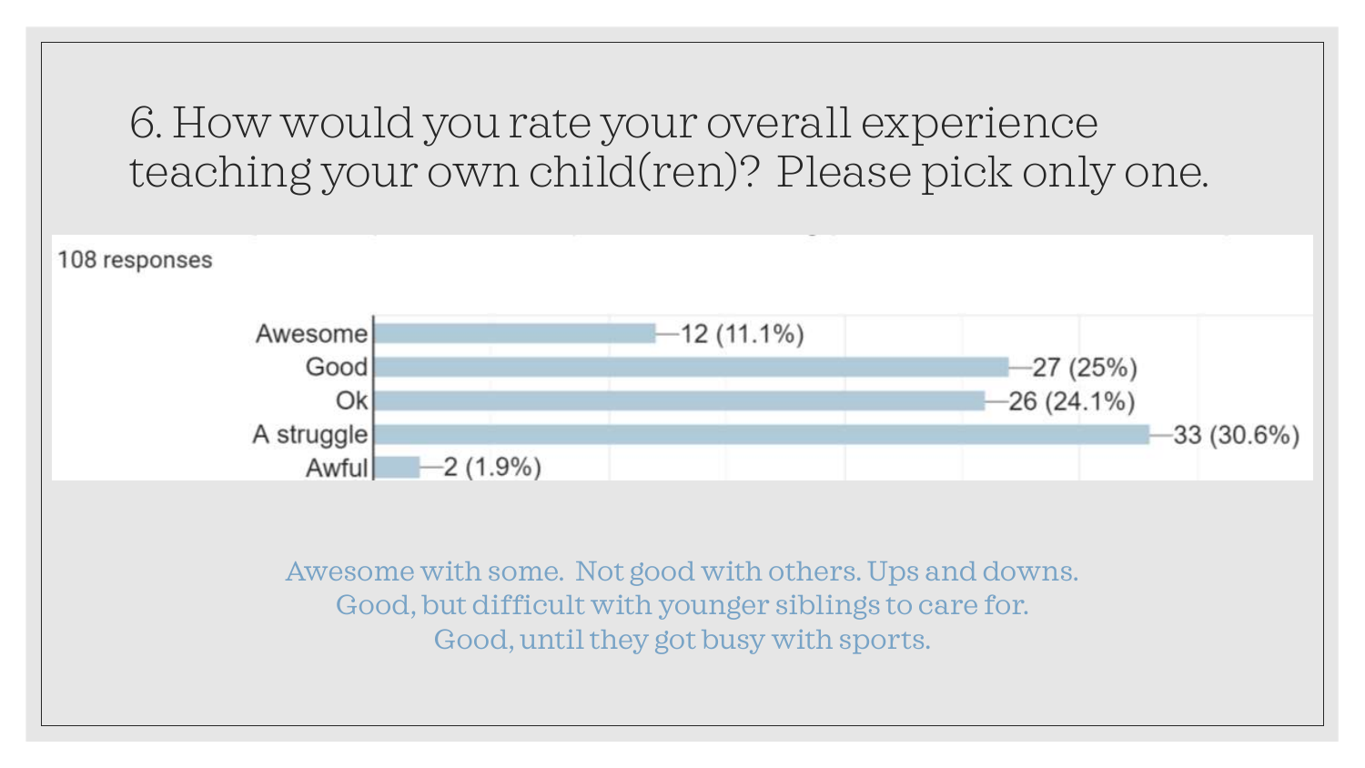# 6. How would you rate your overall experience teaching your own child(ren)? Please pick only one.

108 responses

| Response | Count | Percentage |
| --- | --- | --- |
| Awesome | 12 | 11.1% |
| Good | 27 | 25% |
| Ok | 26 | 24.1% |
| A struggle | 33 | 30.6% |
| Awful | 2 | 1.9% |

Awesome with some. Not good with others. Ups and downs.
Good, but difficult with younger siblings to care for.
Good, until they got busy with sports.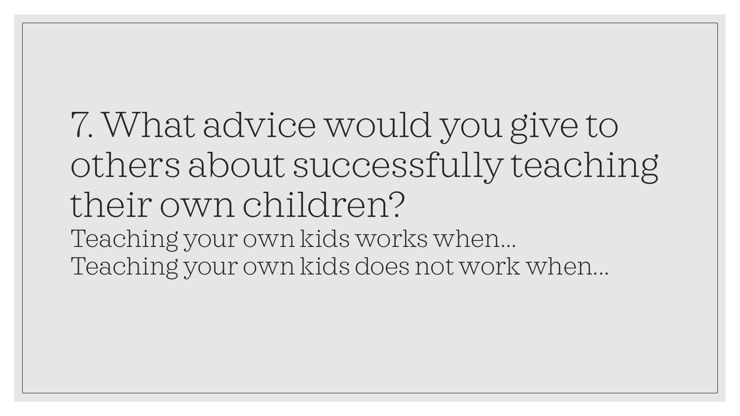# 7. What advice would you give to others about successfully teaching their own children?

Teaching your own kids works when…

Teaching your own kids does not work when…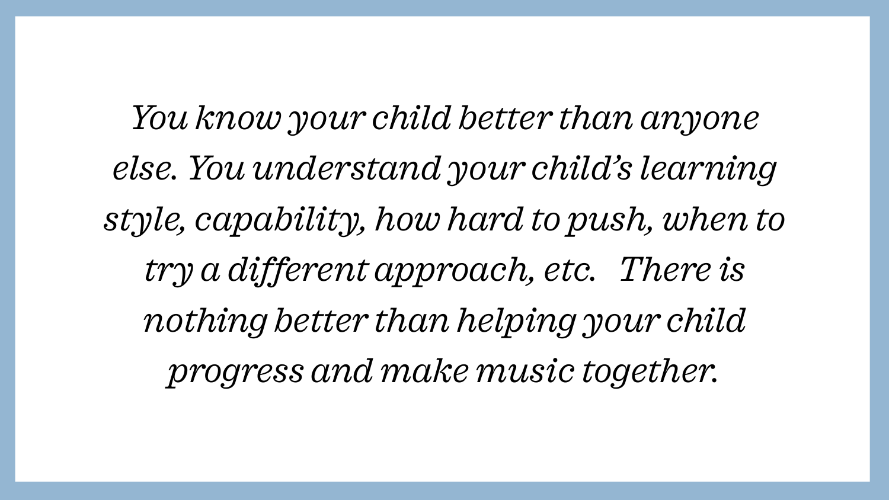*You know your child better than anyone else. You understand your child's learning style, capability, how hard to push, when to try a different approach, etc. There is nothing better than helping your child progress and make music together.*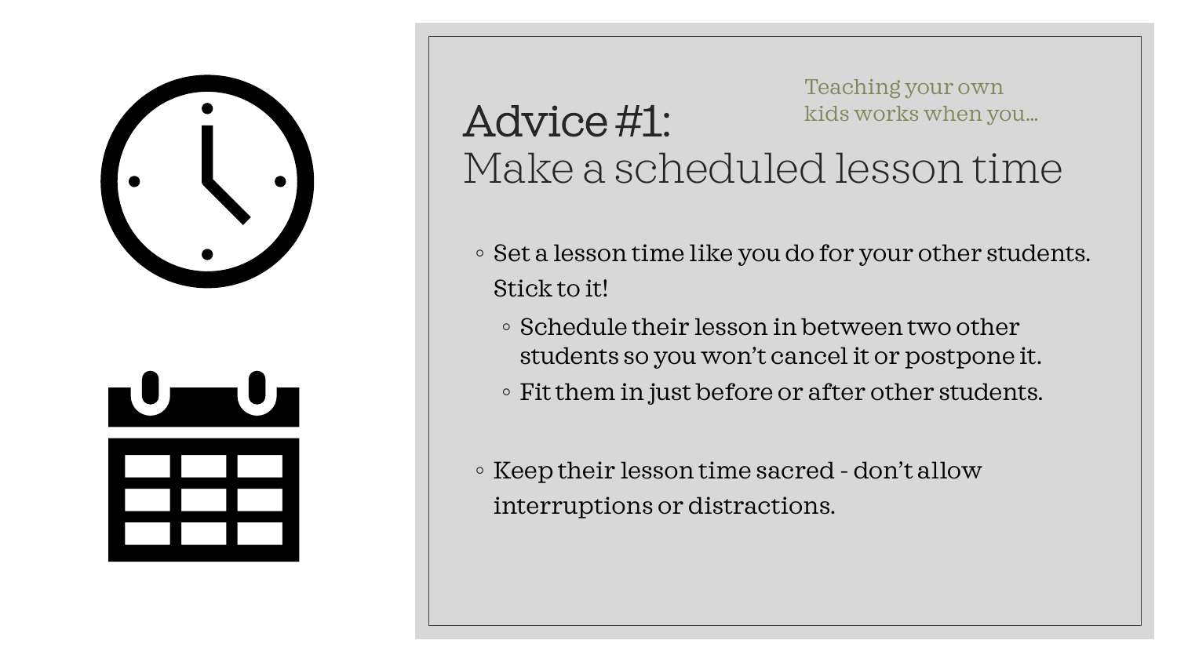Teaching your own kids works when you…

# Advice #1:
## Make a scheduled lesson time

- Set a lesson time like you do for your other students. Stick to it!
  - Schedule their lesson in between two other students so you won't cancel it or postpone it.
  - Fit them in just before or after other students.

- Keep their lesson time sacred - don't allow interruptions or distractions.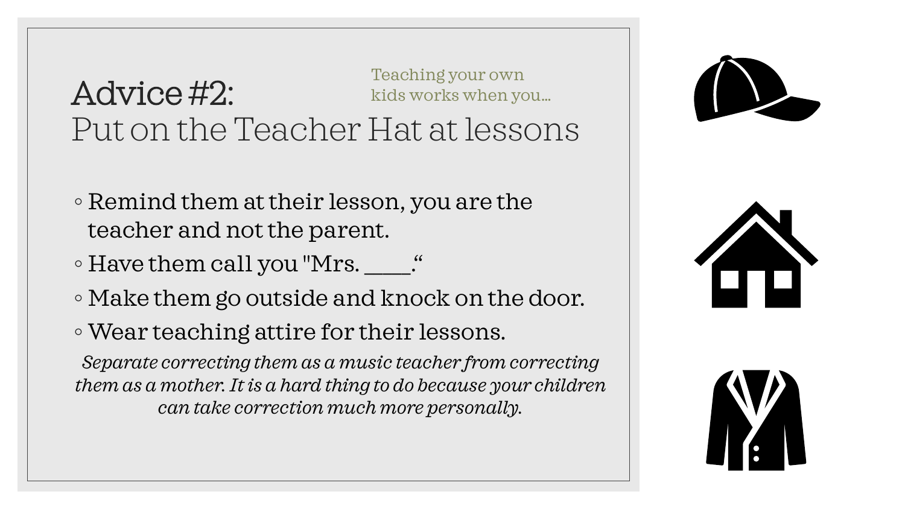# Advice #2: Put on the Teacher Hat at lessons

Teaching your own kids works when you…

- Remind them at their lesson, you are the teacher and not the parent.
- Have them call you "Mrs. ____."
- Make them go outside and knock on the door.
- Wear teaching attire for their lessons.

*Separate correcting them as a music teacher from correcting them as a mother. It is a hard thing to do because your children can take correction much more personally.*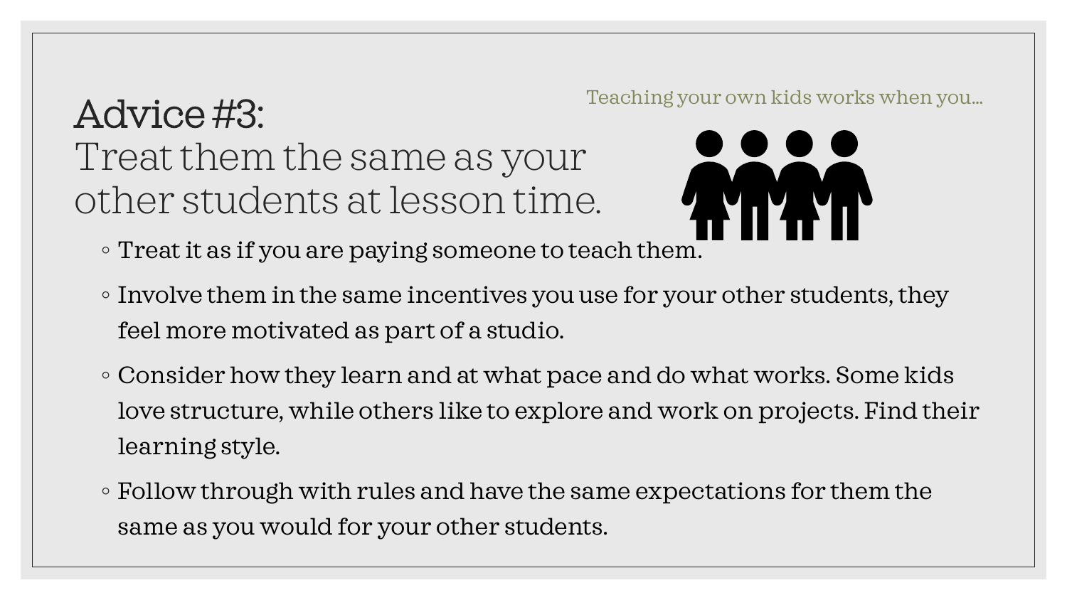Teaching your own kids works when you…

# Advice #3:

## Treat them the same as your other students at lesson time.

- Treat it as if you are paying someone to teach them.
- Involve them in the same incentives you use for your other students, they feel more motivated as part of a studio.
- Consider how they learn and at what pace and do what works. Some kids love structure, while others like to explore and work on projects. Find their learning style.
- Follow through with rules and have the same expectations for them the same as you would for your other students.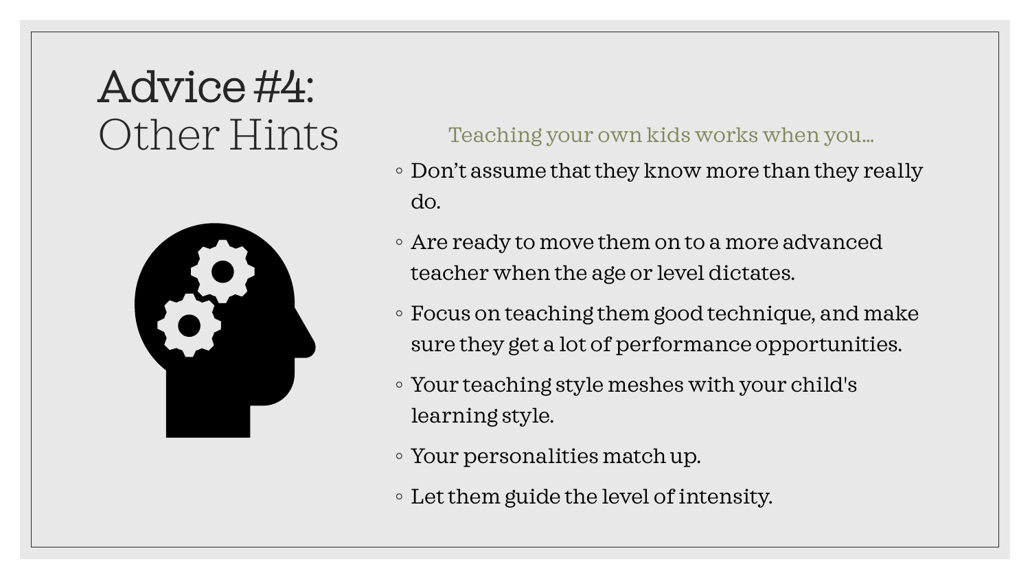# Advice #4: Other Hints

Teaching your own kids works when you…

- Don’t assume that they know more than they really do.
- Are ready to move them on to a more advanced teacher when the age or level dictates.
- Focus on teaching them good technique, and make sure they get a lot of performance opportunities.
- Your teaching style meshes with your child's learning style.
- Your personalities match up.
- Let them guide the level of intensity.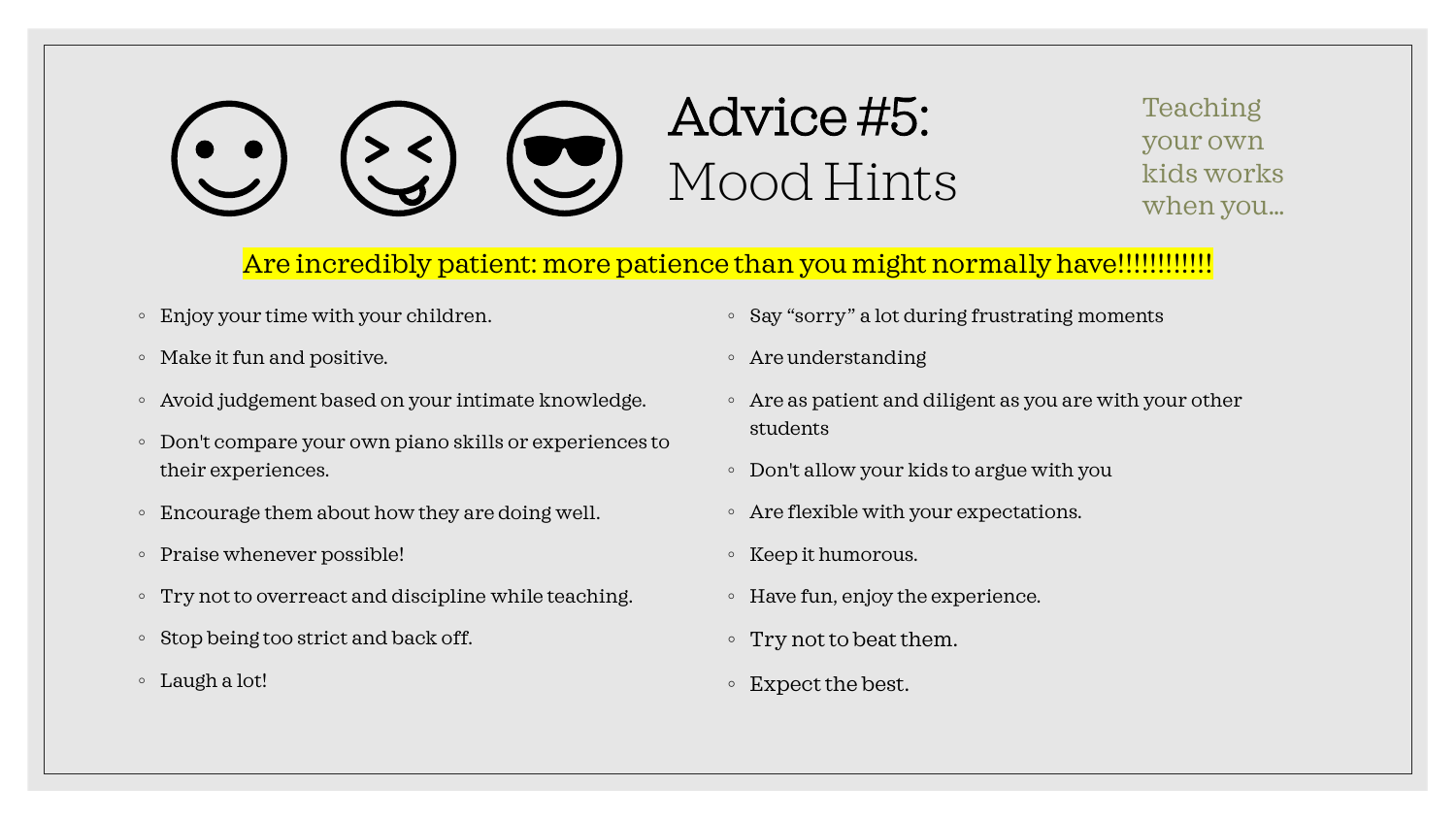# Advice #5: Mood Hints

Teaching your own kids works when you...

**Are incredibly patient: more patience than you might normally have!!!!!!!!!!!!**

- Enjoy your time with your children.
- Make it fun and positive.
- Avoid judgement based on your intimate knowledge.
- Don't compare your own piano skills or experiences to their experiences.
- Encourage them about how they are doing well.
- Praise whenever possible!
- Try not to overreact and discipline while teaching.
- Stop being too strict and back off.
- Laugh a lot!
- Say "sorry" a lot during frustrating moments
- Are understanding
- Are as patient and diligent as you are with your other students
- Don't allow your kids to argue with you
- Are flexible with your expectations.
- Keep it humorous.
- Have fun, enjoy the experience.
- Try not to beat them.
- Expect the best.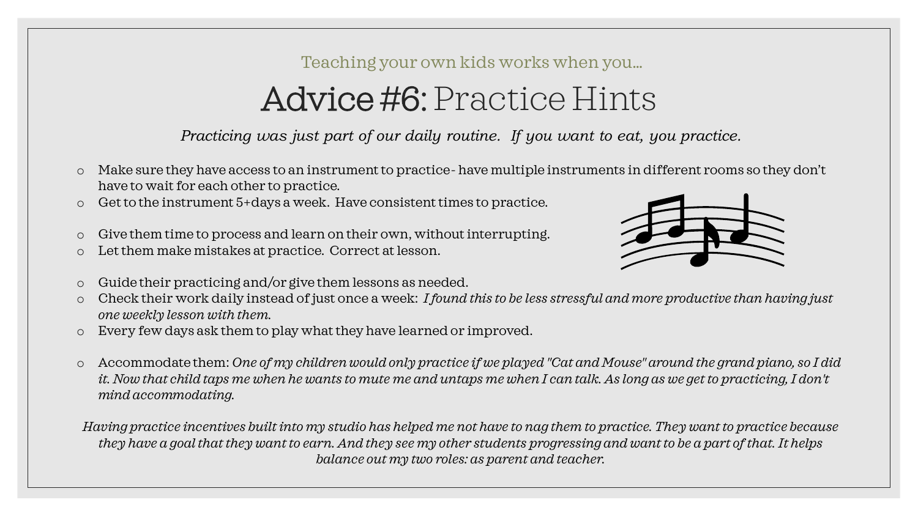Teaching your own kids works when you…

# **Advice #6:** Practice Hints

*Practicing was just part of our daily routine. If you want to eat, you practice.*

- Make sure they have access to an instrument to practice- have multiple instruments in different rooms so they don't have to wait for each other to practice.
- Get to the instrument 5+days a week. Have consistent times to practice.
- Give them time to process and learn on their own, without interrupting.
- Let them make mistakes at practice. Correct at lesson.
- Guide their practicing and/or give them lessons as needed.
- Check their work daily instead of just once a week: *I found this to be less stressful and more productive than having just one weekly lesson with them.*
- Every few days ask them to play what they have learned or improved.
- Accommodate them: *One of my children would only practice if we played "Cat and Mouse" around the grand piano, so I did it. Now that child taps me when he wants to mute me and untaps me when I can talk. As long as we get to practicing, I don't mind accommodating.*

*Having practice incentives built into my studio has helped me not have to nag them to practice. They want to practice because they have a goal that they want to earn. And they see my other students progressing and want to be a part of that. It helps balance out my two roles: as parent and teacher.*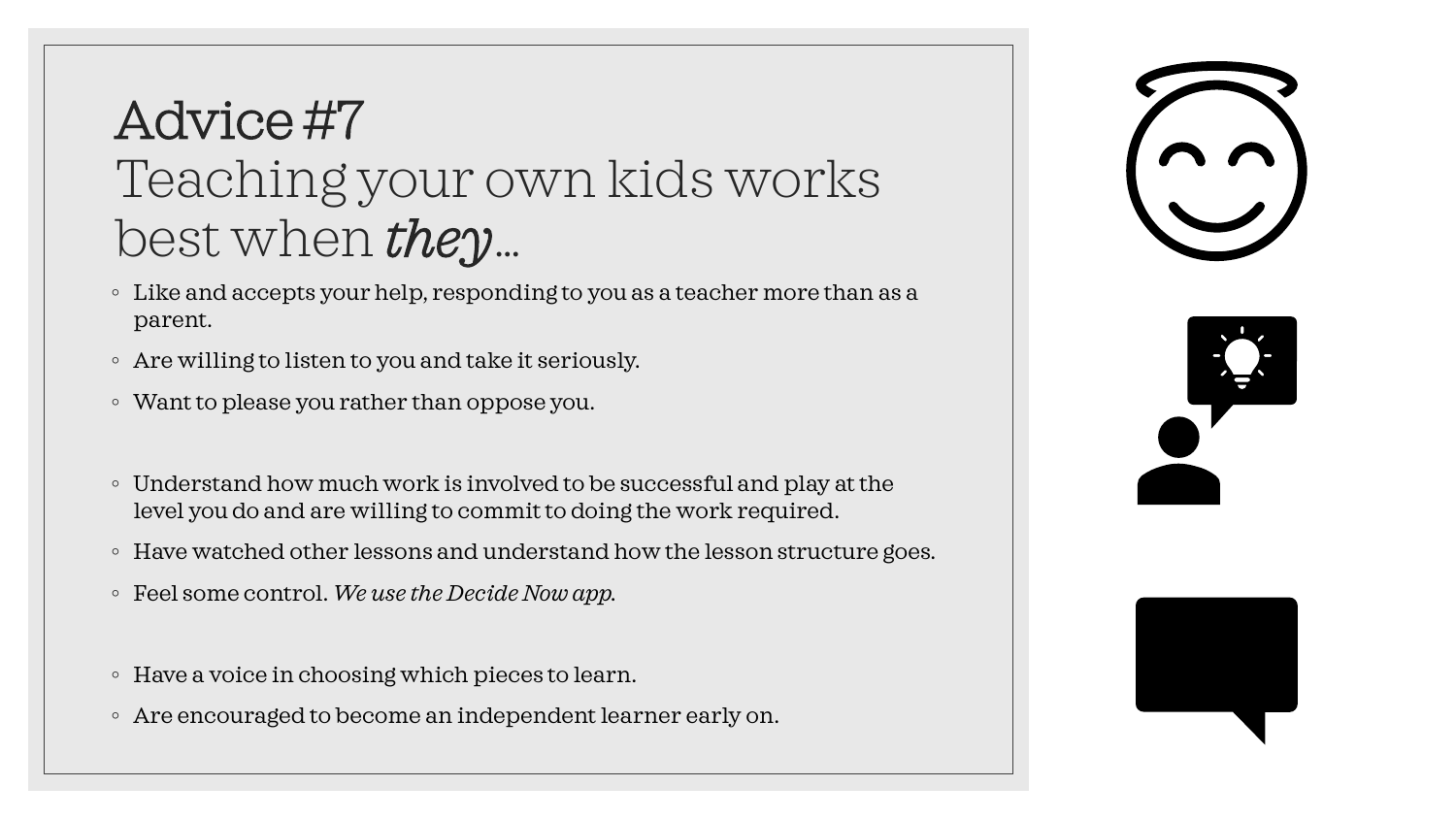# Advice #7

## Teaching your own kids works best when *they*…

- Like and accepts your help, responding to you as a teacher more than as a parent.
- Are willing to listen to you and take it seriously.
- Want to please you rather than oppose you.

- Understand how much work is involved to be successful and play at the level you do and are willing to commit to doing the work required.
- Have watched other lessons and understand how the lesson structure goes.
- Feel some control. *We use the Decide Now app.*

- Have a voice in choosing which pieces to learn.
- Are encouraged to become an independent learner early on.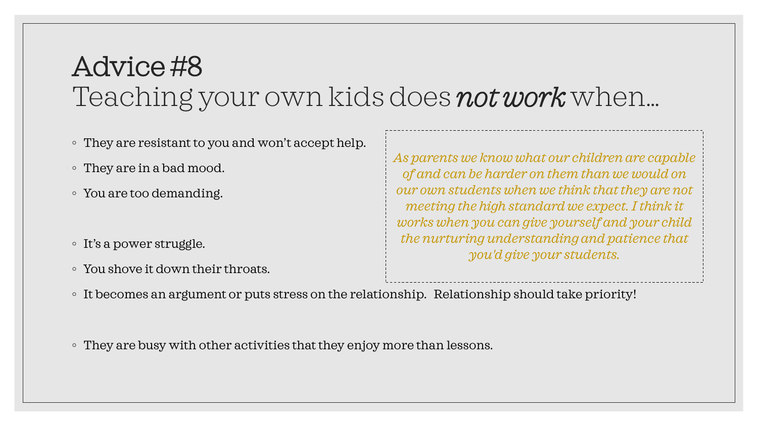# Advice #8

## Teaching your own kids does ***not work*** when…

- They are resistant to you and won't accept help.
- They are in a bad mood.
- You are too demanding.
- It's a power struggle.
- You shove it down their throats.
- It becomes an argument or puts stress on the relationship. Relationship should take priority!
- They are busy with other activities that they enjoy more than lessons.

*As parents we know what our children are capable of and can be harder on them than we would on our own students when we think that they are not meeting the high standard we expect. I think it works when you can give yourself and your child the nurturing understanding and patience that you'd give your students.*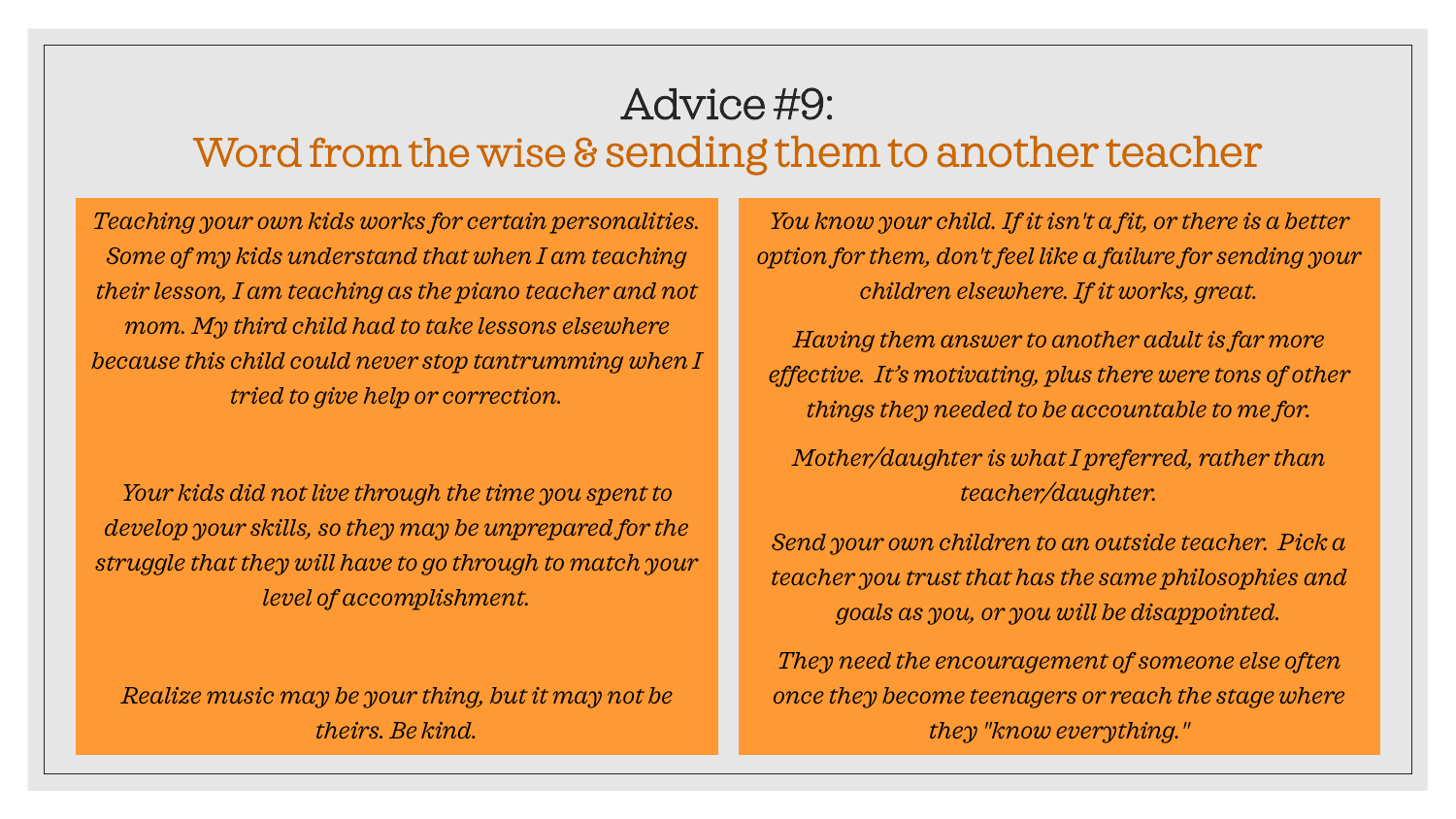# Advice #9:

## Word from the wise & sending them to another teacher

*Teaching your own kids works for certain personalities. Some of my kids understand that when I am teaching their lesson, I am teaching as the piano teacher and not mom. My third child had to take lessons elsewhere because this child could never stop tantrumming when I tried to give help or correction.*

*Your kids did not live through the time you spent to develop your skills, so they may be unprepared for the struggle that they will have to go through to match your level of accomplishment.*

*Realize music may be your thing, but it may not be theirs. Be kind.*

*You know your child. If it isn't a fit, or there is a better option for them, don't feel like a failure for sending your children elsewhere. If it works, great.*

*Having them answer to another adult is far more effective. It's motivating, plus there were tons of other things they needed to be accountable to me for.*

*Mother/daughter is what I preferred, rather than teacher/daughter.*

*Send your own children to an outside teacher. Pick a teacher you trust that has the same philosophies and goals as you, or you will be disappointed.*

*They need the encouragement of someone else often once they become teenagers or reach the stage where they "know everything."*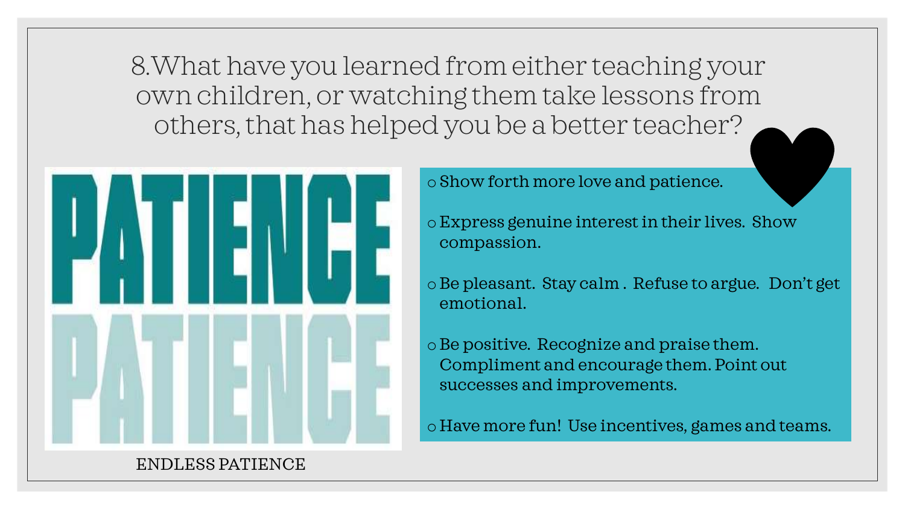# 8. What have you learned from either teaching your own children, or watching them take lessons from others, that has helped you be a better teacher?

PATIENCE

PATIENCE

ENDLESS PATIENCE

- Show forth more love and patience.
- Express genuine interest in their lives. Show compassion.
- Be pleasant. Stay calm . Refuse to argue. Don't get emotional.
- Be positive. Recognize and praise them. Compliment and encourage them. Point out successes and improvements.
- Have more fun! Use incentives, games and teams.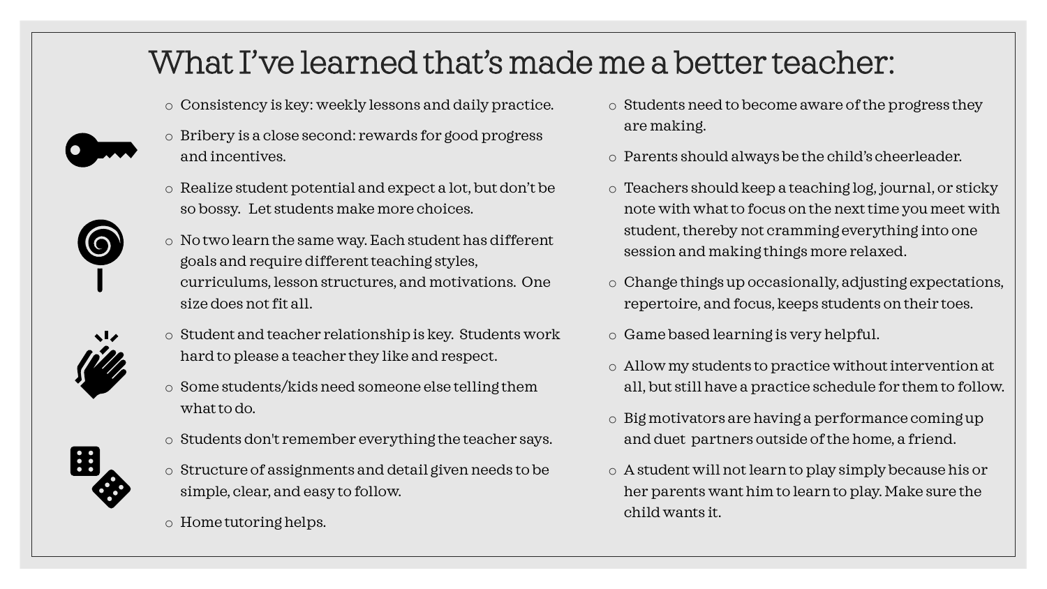# What I've learned that's made me a better teacher:

- Consistency is key: weekly lessons and daily practice.
- Bribery is a close second: rewards for good progress and incentives.
- Realize student potential and expect a lot, but don't be so bossy. Let students make more choices.
- No two learn the same way. Each student has different goals and require different teaching styles, curriculums, lesson structures, and motivations. One size does not fit all.
- Student and teacher relationship is key. Students work hard to please a teacher they like and respect.
- Some students/kids need someone else telling them what to do.
- Students don't remember everything the teacher says.
- Structure of assignments and detail given needs to be simple, clear, and easy to follow.
- Home tutoring helps.
- Students need to become aware of the progress they are making.
- Parents should always be the child's cheerleader.
- Teachers should keep a teaching log, journal, or sticky note with what to focus on the next time you meet with student, thereby not cramming everything into one session and making things more relaxed.
- Change things up occasionally, adjusting expectations, repertoire, and focus, keeps students on their toes.
- Game based learning is very helpful.
- Allow my students to practice without intervention at all, but still have a practice schedule for them to follow.
- Big motivators are having a performance coming up and duet partners outside of the home, a friend.
- A student will not learn to play simply because his or her parents want him to learn to play. Make sure the child wants it.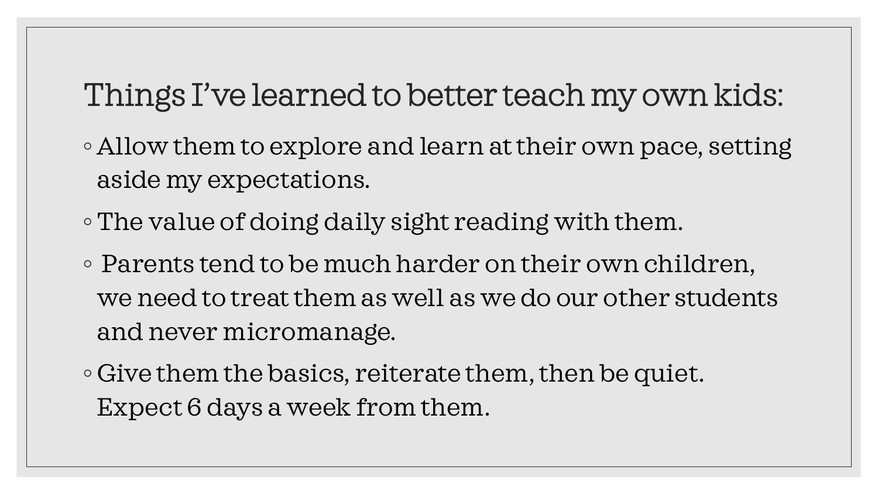# Things I've learned to better teach my own kids:

- Allow them to explore and learn at their own pace, setting aside my expectations.
- The value of doing daily sight reading with them.
- Parents tend to be much harder on their own children, we need to treat them as well as we do our other students and never micromanage.
- Give them the basics, reiterate them, then be quiet. Expect 6 days a week from them.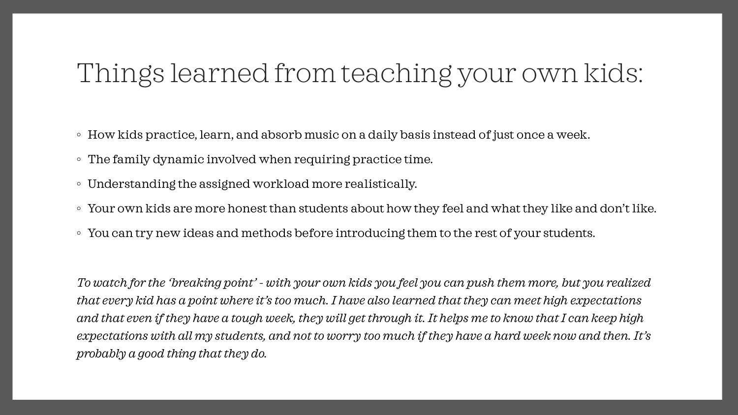# Things learned from teaching your own kids:

- How kids practice, learn, and absorb music on a daily basis instead of just once a week.
- The family dynamic involved when requiring practice time.
- Understanding the assigned workload more realistically.
- Your own kids are more honest than students about how they feel and what they like and don't like.
- You can try new ideas and methods before introducing them to the rest of your students.

*To watch for the 'breaking point' - with your own kids you feel you can push them more, but you realized that every kid has a point where it's too much. I have also learned that they can meet high expectations and that even if they have a tough week, they will get through it. It helps me to know that I can keep high expectations with all my students, and not to worry too much if they have a hard week now and then. It's probably a good thing that they do.*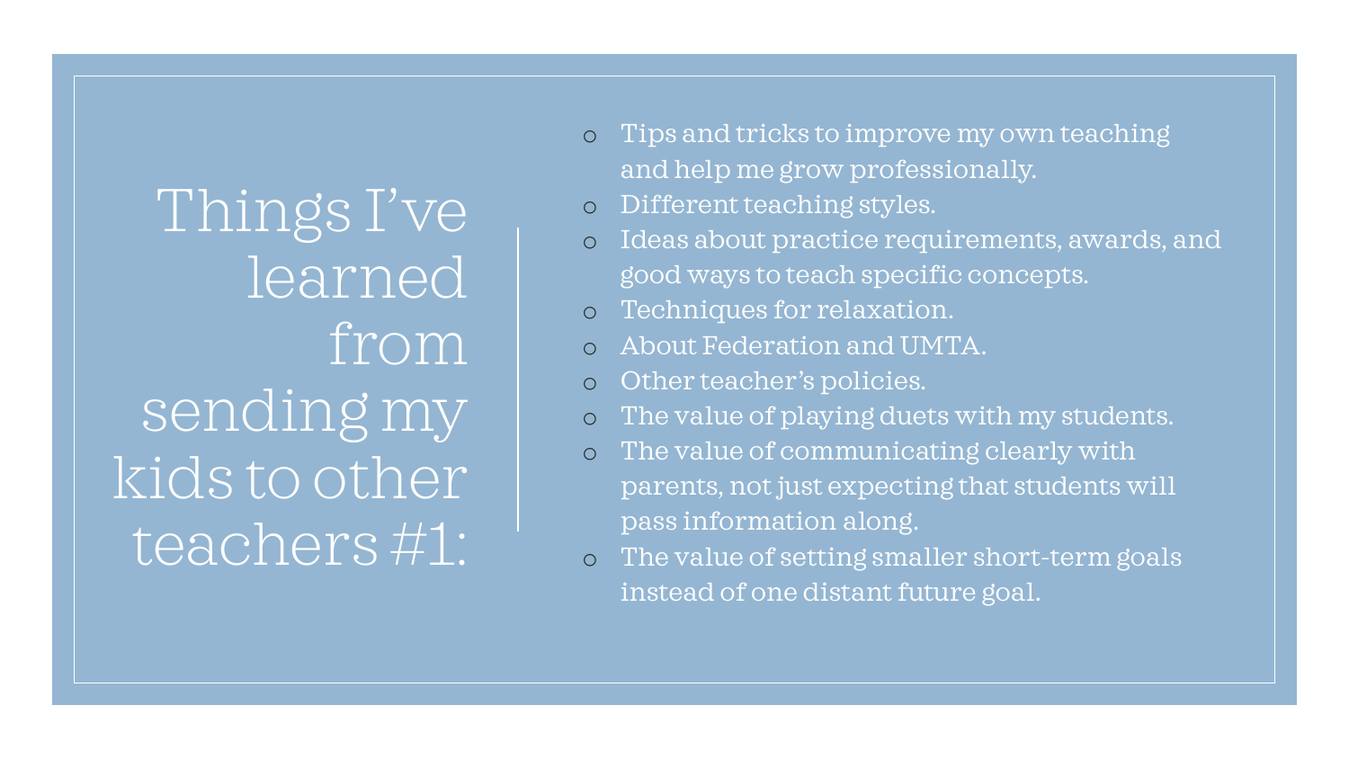# Things I've learned from sending my kids to other teachers #1:

- Tips and tricks to improve my own teaching and help me grow professionally.
- Different teaching styles.
- Ideas about practice requirements, awards, and good ways to teach specific concepts.
- Techniques for relaxation.
- About Federation and UMTA.
- Other teacher's policies.
- The value of playing duets with my students.
- The value of communicating clearly with parents, not just expecting that students will pass information along.
- The value of setting smaller short-term goals instead of one distant future goal.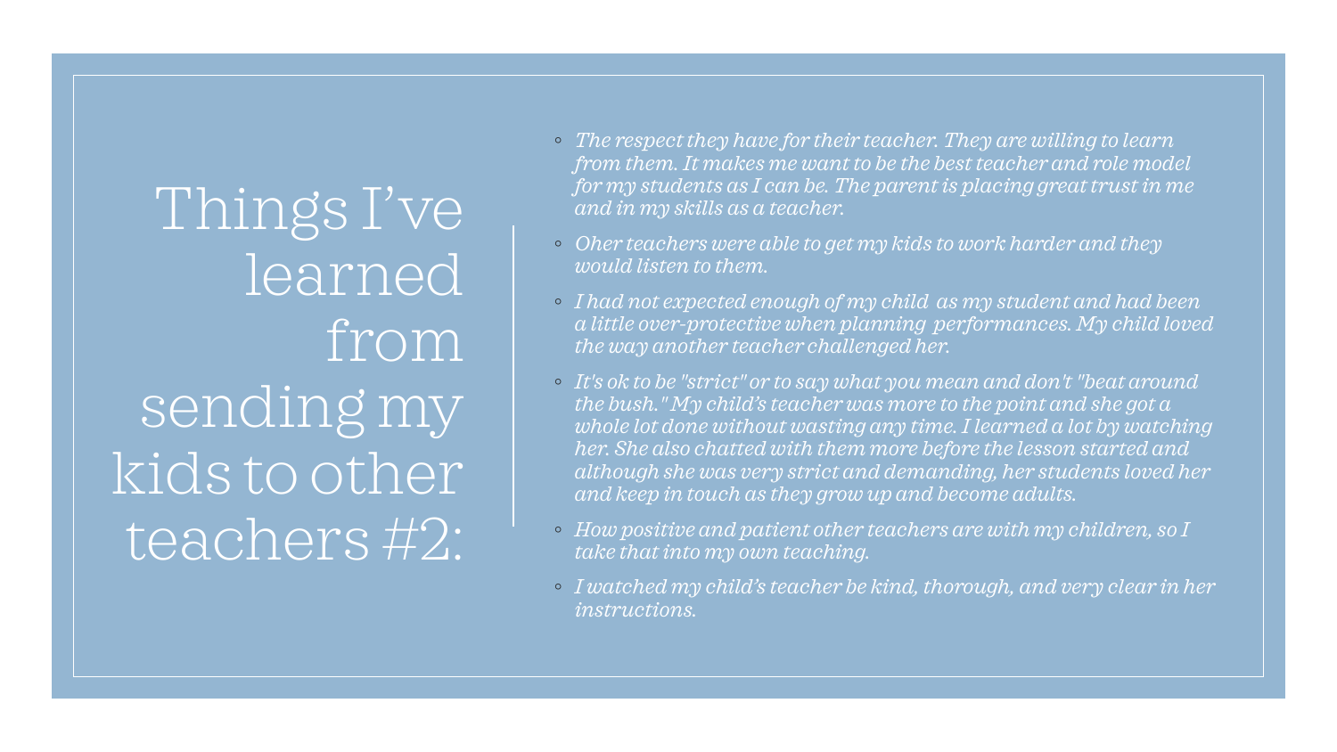# Things I've learned from sending my kids to other teachers #2:

- *The respect they have for their teacher. They are willing to learn from them. It makes me want to be the best teacher and role model for my students as I can be. The parent is placing great trust in me and in my skills as a teacher.*
- *Oher teachers were able to get my kids to work harder and they would listen to them.*
- *I had not expected enough of my child as my student and had been a little over-protective when planning performances. My child loved the way another teacher challenged her.*
- *It's ok to be "strict" or to say what you mean and don't "beat around the bush." My child's teacher was more to the point and she got a whole lot done without wasting any time. I learned a lot by watching her. She also chatted with them more before the lesson started and although she was very strict and demanding, her students loved her and keep in touch as they grow up and become adults.*
- *How positive and patient other teachers are with my children, so I take that into my own teaching.*
- *I watched my child's teacher be kind, thorough, and very clear in her instructions.*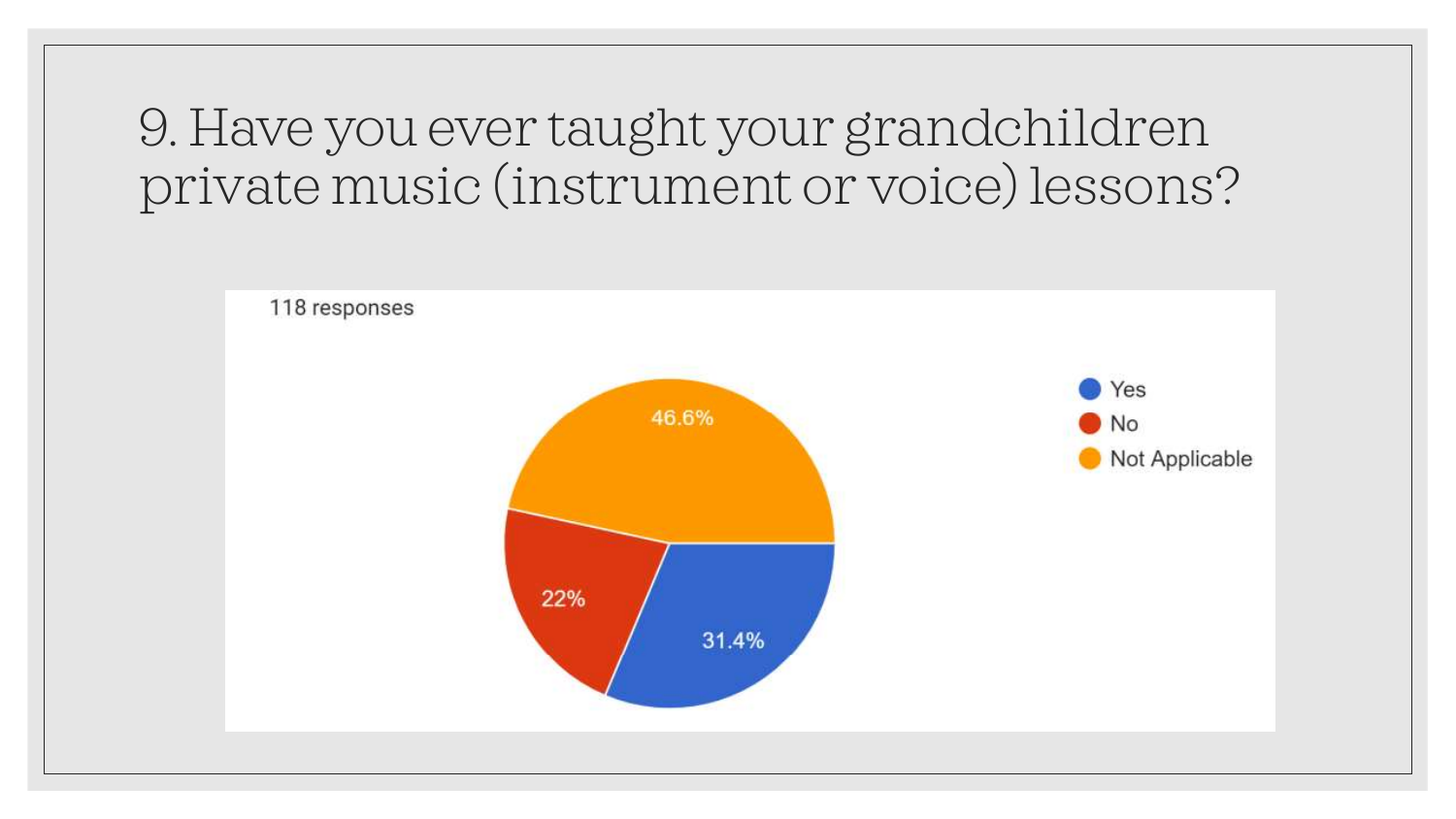# 9. Have you ever taught your grandchildren private music (instrument or voice) lessons?

118 responses

| Response | Percentage |
| --- | --- |
| Yes | 31.4% |
| No | 22% |
| Not Applicable | 46.6% |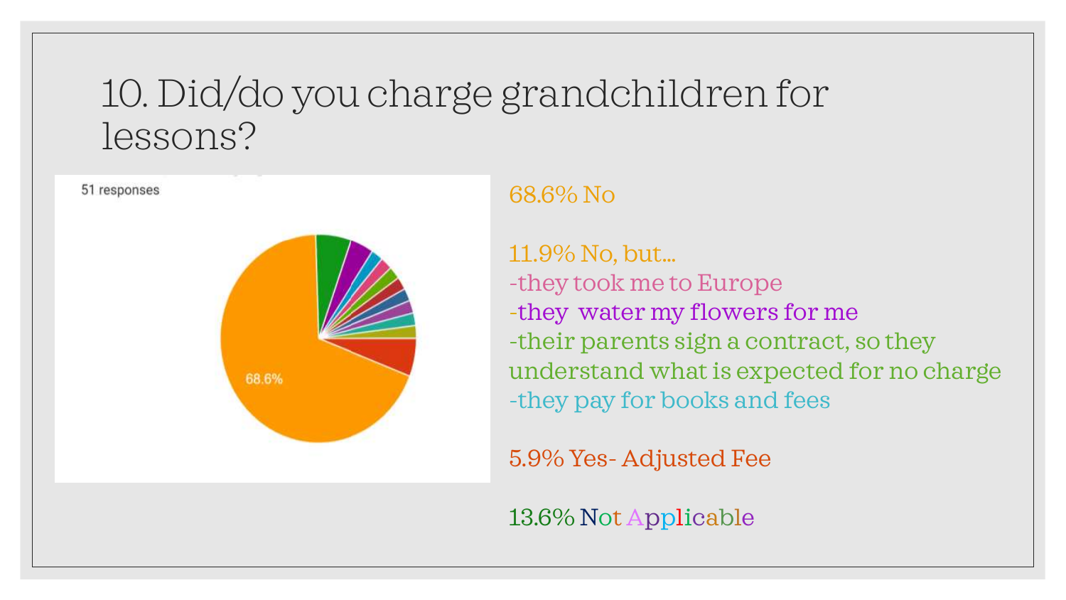# 10. Did/do you charge grandchildren for lessons?

51 responses

68.6%

68.6% No

11.9% No, but...

- they took me to Europe
- they water my flowers for me
- their parents sign a contract, so they understand what is expected for no charge
- they pay for books and fees

5.9% Yes- Adjusted Fee

13.6% Not Applicable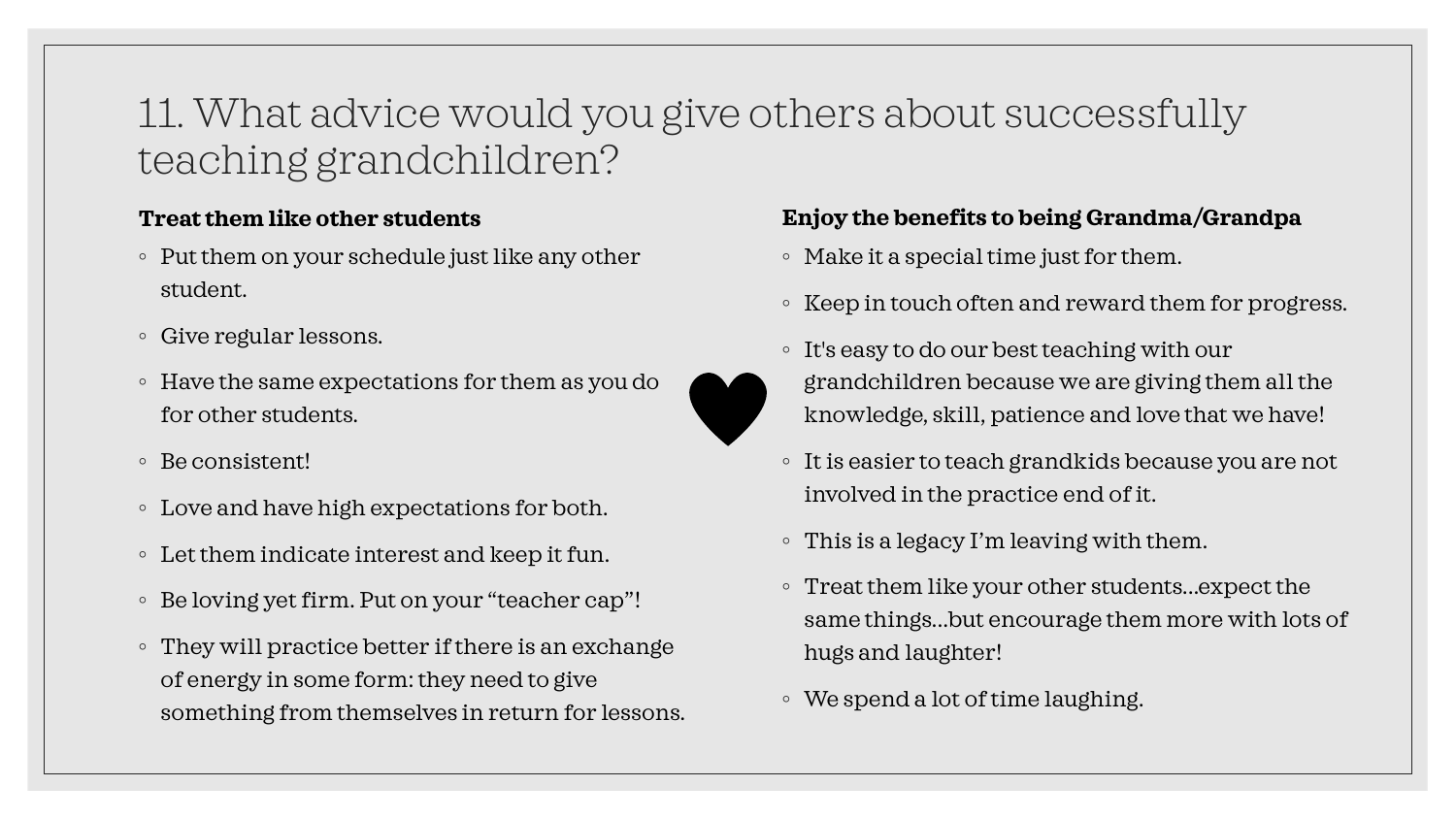# 11. What advice would you give others about successfully teaching grandchildren?

**Treat them like other students**

- Put them on your schedule just like any other student.
- Give regular lessons.
- Have the same expectations for them as you do for other students.
- Be consistent!
- Love and have high expectations for both.
- Let them indicate interest and keep it fun.
- Be loving yet firm. Put on your “teacher cap”!
- They will practice better if there is an exchange of energy in some form: they need to give something from themselves in return for lessons.

**Enjoy the benefits to being Grandma/Grandpa**

- Make it a special time just for them.
- Keep in touch often and reward them for progress.
- It's easy to do our best teaching with our grandchildren because we are giving them all the knowledge, skill, patience and love that we have!
- It is easier to teach grandkids because you are not involved in the practice end of it.
- This is a legacy I’m leaving with them.
- Treat them like your other students…expect the same things…but encourage them more with lots of hugs and laughter!
- We spend a lot of time laughing.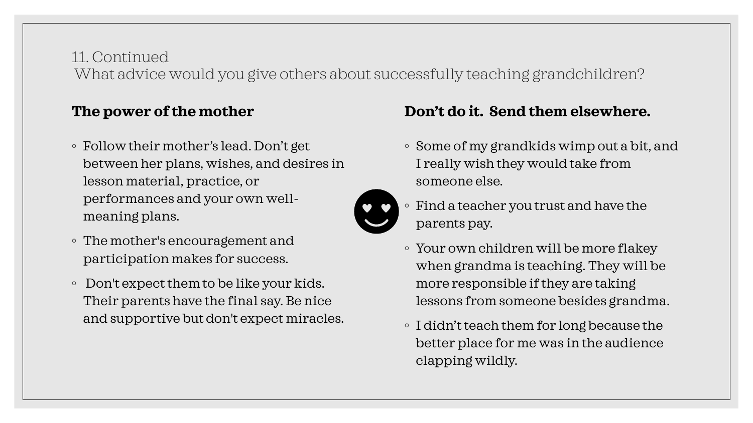11. Continued

What advice would you give others about successfully teaching grandchildren?

## The power of the mother

- Follow their mother’s lead. Don’t get between her plans, wishes, and desires in lesson material, practice, or performances and your own well-meaning plans.
- The mother's encouragement and participation makes for success.
- Don't expect them to be like your kids. Their parents have the final say. Be nice and supportive but don't expect miracles.

## Don’t do it. Send them elsewhere.

- Some of my grandkids wimp out a bit, and I really wish they would take from someone else.
- Find a teacher you trust and have the parents pay.
- Your own children will be more flakey when grandma is teaching. They will be more responsible if they are taking lessons from someone besides grandma.
- I didn’t teach them for long because the better place for me was in the audience clapping wildly.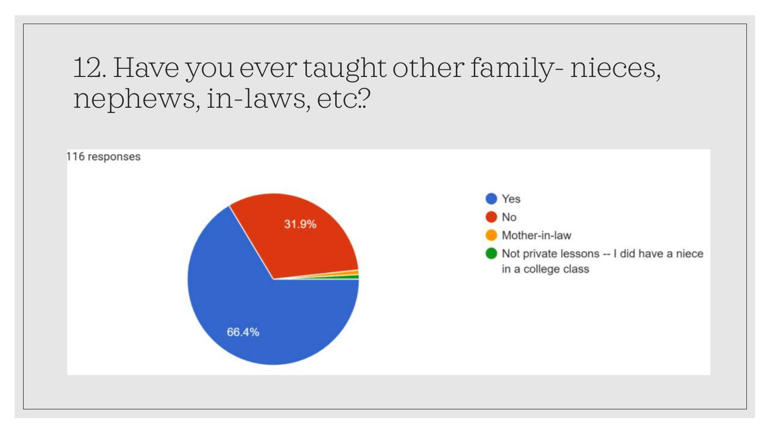# 12. Have you ever taught other family- nieces, nephews, in-laws, etc.?

116 responses

- Yes: 66.4%
- No: 31.9%
- Mother-in-law
- Not private lessons -- I did have a niece in a college class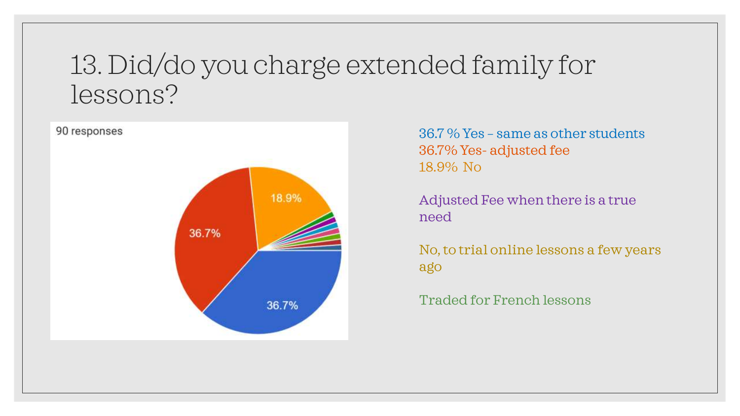# 13. Did/do you charge extended family for lessons?

90 responses

36.7%

36.7%

18.9%

36.7 % Yes – same as other students
36.7% Yes- adjusted fee
18.9% No

Adjusted Fee when there is a true need

No, to trial online lessons a few years ago

Traded for French lessons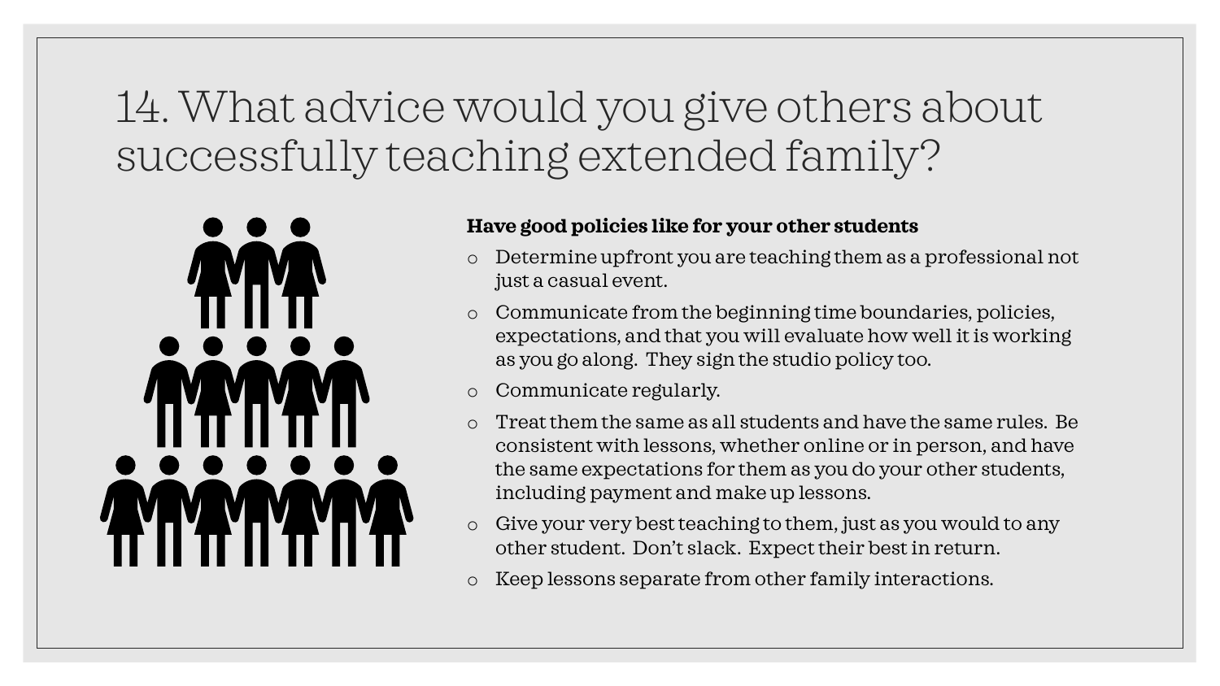# 14. What advice would you give others about successfully teaching extended family?

**Have good policies like for your other students**

- Determine upfront you are teaching them as a professional not just a casual event.
- Communicate from the beginning time boundaries, policies, expectations, and that you will evaluate how well it is working as you go along. They sign the studio policy too.
- Communicate regularly.
- Treat them the same as all students and have the same rules. Be consistent with lessons, whether online or in person, and have the same expectations for them as you do your other students, including payment and make up lessons.
- Give your very best teaching to them, just as you would to any other student. Don't slack. Expect their best in return.
- Keep lessons separate from other family interactions.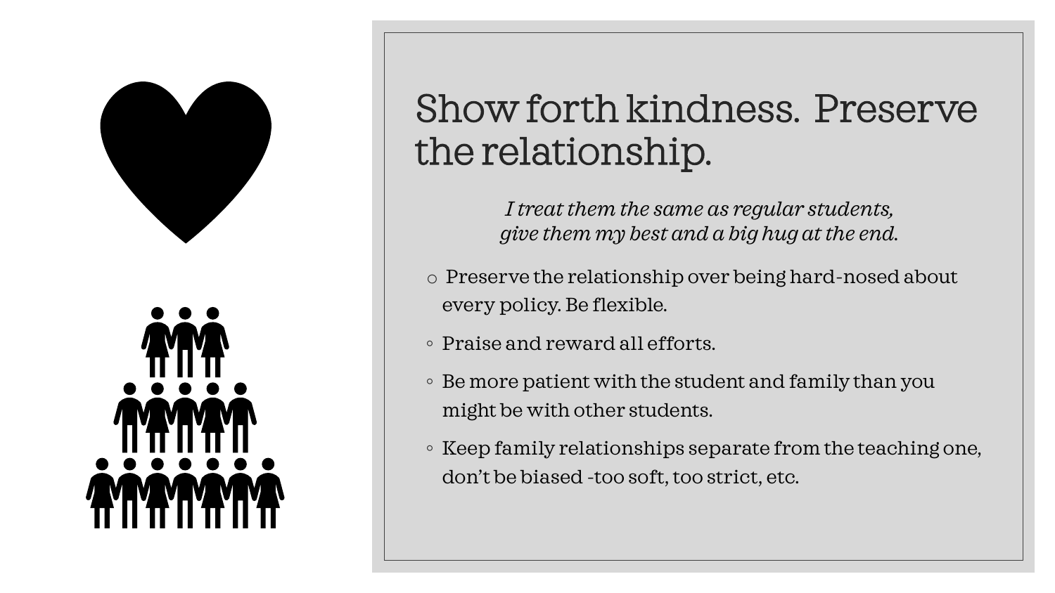# Show forth kindness. Preserve the relationship.

*I treat them the same as regular students, give them my best and a big hug at the end.*

- Preserve the relationship over being hard-nosed about every policy. Be flexible.
- Praise and reward all efforts.
- Be more patient with the student and family than you might be with other students.
- Keep family relationships separate from the teaching one, don't be biased -too soft, too strict, etc.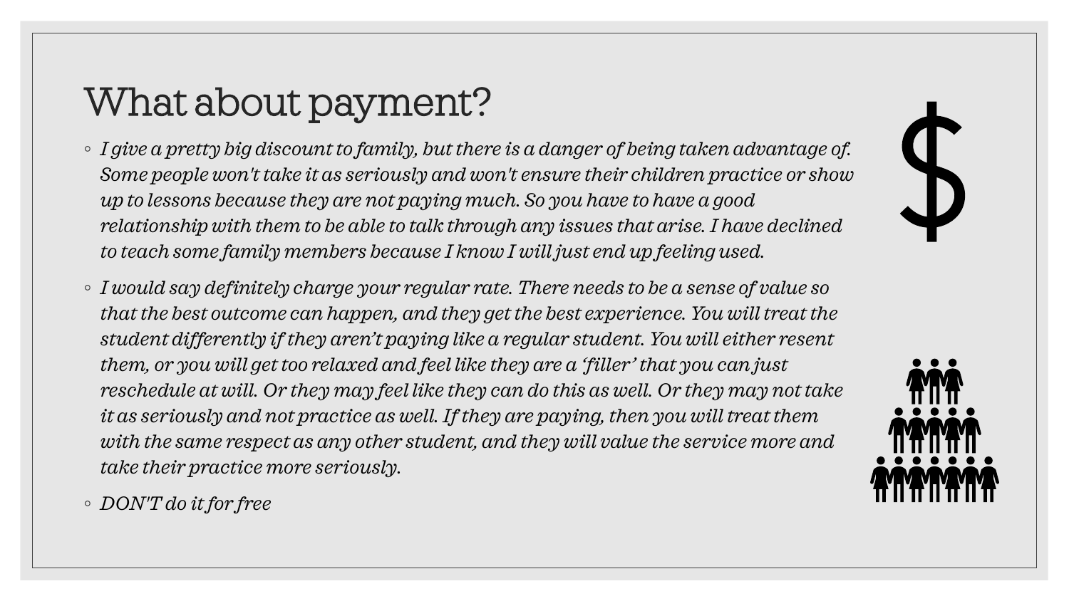# What about payment?

- *I give a pretty big discount to family, but there is a danger of being taken advantage of. Some people won't take it as seriously and won't ensure their children practice or show up to lessons because they are not paying much. So you have to have a good relationship with them to be able to talk through any issues that arise. I have declined to teach some family members because I know I will just end up feeling used.*
- *I would say definitely charge your regular rate. There needs to be a sense of value so that the best outcome can happen, and they get the best experience. You will treat the student differently if they aren't paying like a regular student. You will either resent them, or you will get too relaxed and feel like they are a 'filler' that you can just reschedule at will. Or they may feel like they can do this as well. Or they may not take it as seriously and not practice as well. If they are paying, then you will treat them with the same respect as any other student, and they will value the service more and take their practice more seriously.*
- *DON'T do it for free*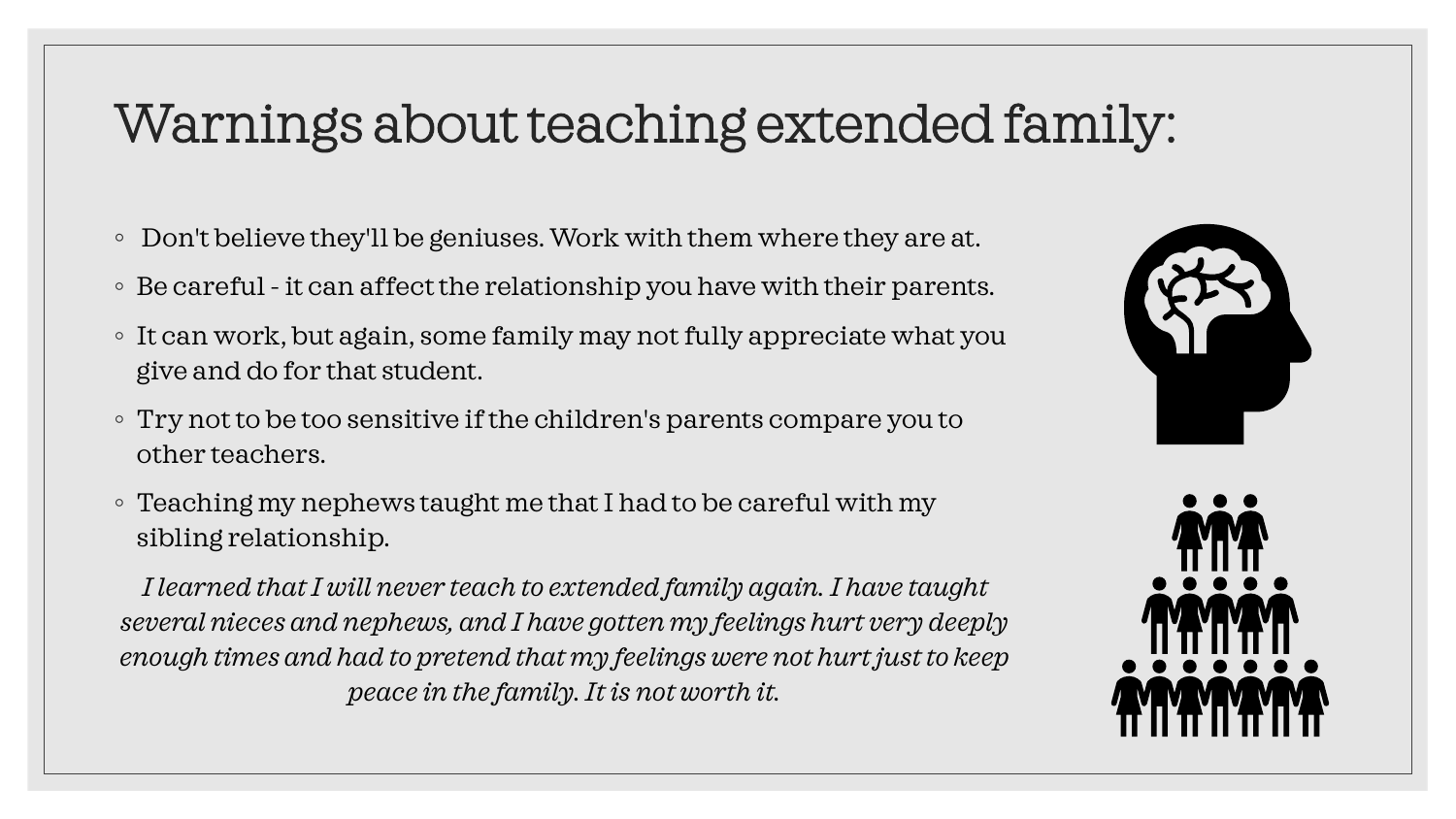# Warnings about teaching extended family:

- Don't believe they'll be geniuses. Work with them where they are at.
- Be careful - it can affect the relationship you have with their parents.
- It can work, but again, some family may not fully appreciate what you give and do for that student.
- Try not to be too sensitive if the children's parents compare you to other teachers.
- Teaching my nephews taught me that I had to be careful with my sibling relationship.

*I learned that I will never teach to extended family again. I have taught several nieces and nephews, and I have gotten my feelings hurt very deeply enough times and had to pretend that my feelings were not hurt just to keep peace in the family. It is not worth it.*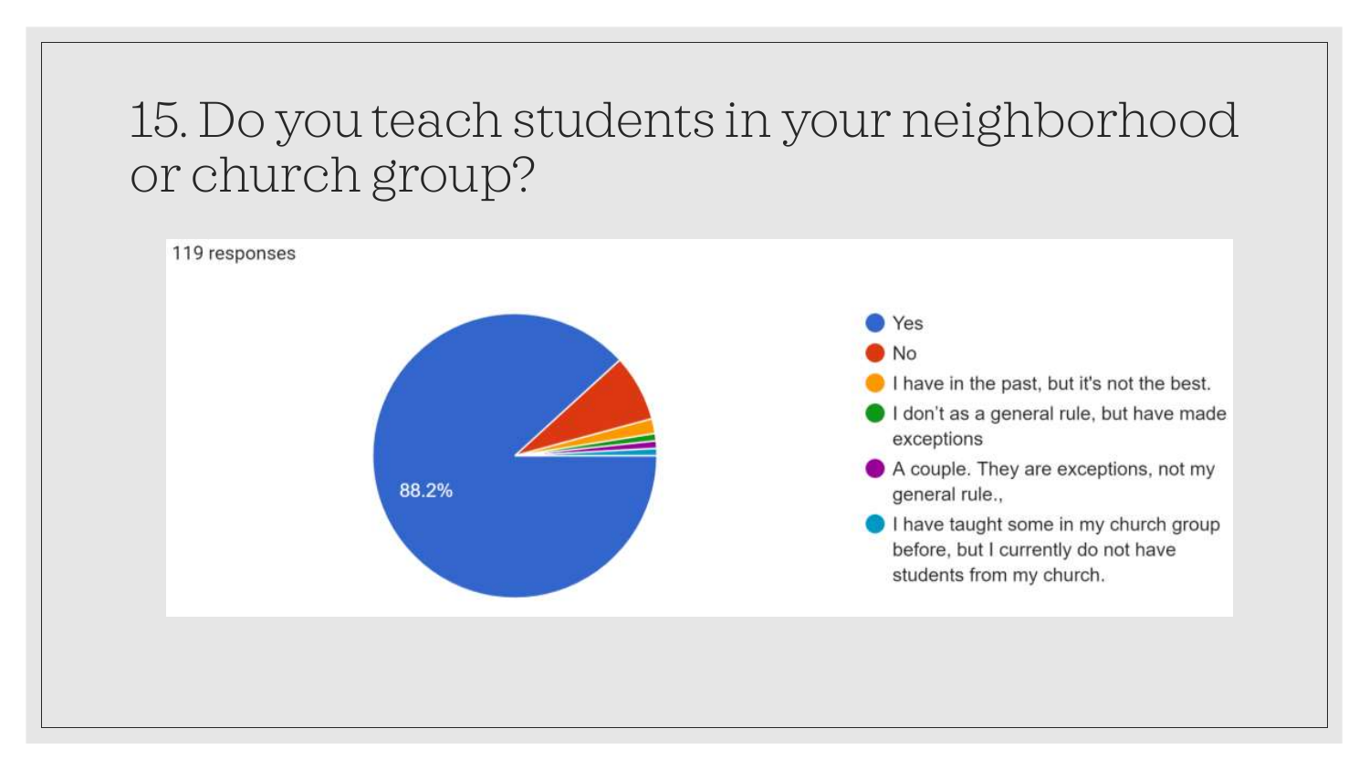# 15. Do you teach students in your neighborhood or church group?

119 responses

- Yes
- No
- I have in the past, but it's not the best.
- I don't as a general rule, but have made exceptions
- A couple. They are exceptions, not my general rule.,
- I have taught some in my church group before, but I currently do not have students from my church.

88.2%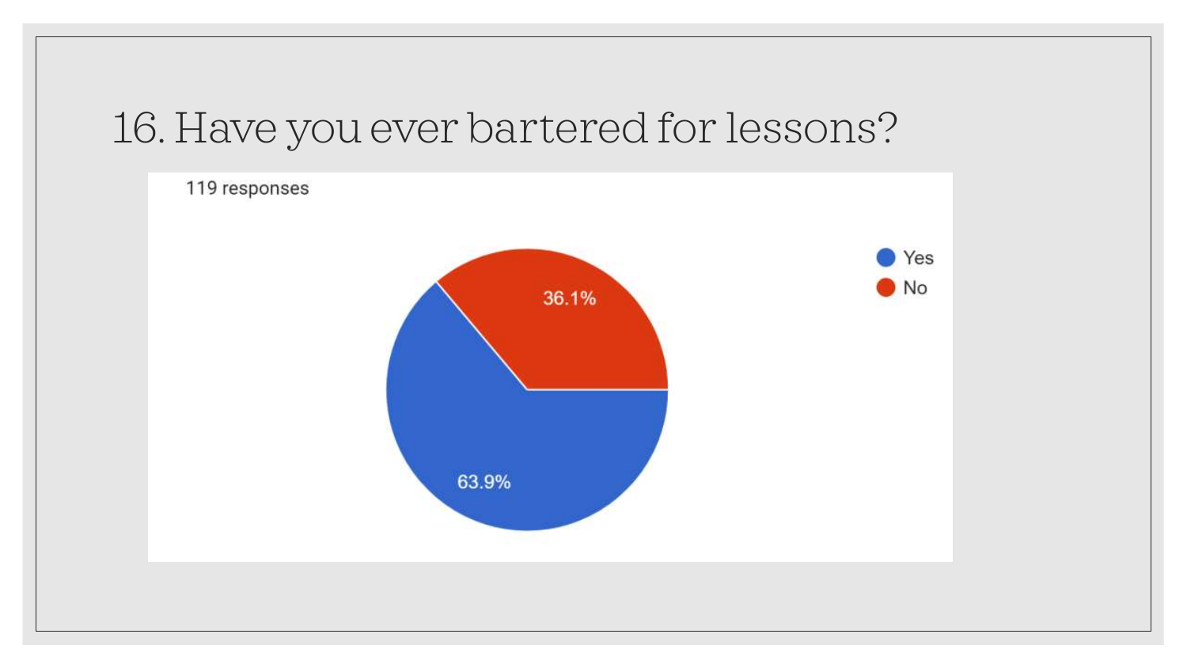# 16. Have you ever bartered for lessons?

119 responses

- Yes: 63.9%
- No: 36.1%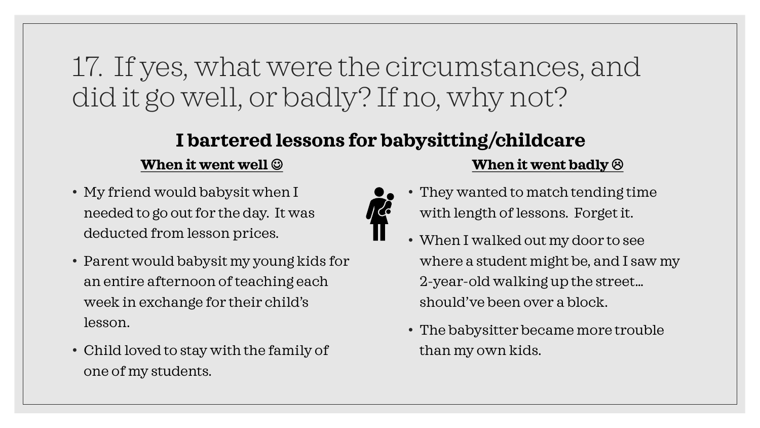# 17. If yes, what were the circumstances, and did it go well, or badly? If no, why not?

## I bartered lessons for babysitting/childcare

**When it went well ☺**

- My friend would babysit when I needed to go out for the day. It was deducted from lesson prices.
- Parent would babysit my young kids for an entire afternoon of teaching each week in exchange for their child's lesson.
- Child loved to stay with the family of one of my students.

**When it went badly ☹**

- They wanted to match tending time with length of lessons. Forget it.
- When I walked out my door to see where a student might be, and I saw my 2-year-old walking up the street… should've been over a block.
- The babysitter became more trouble than my own kids.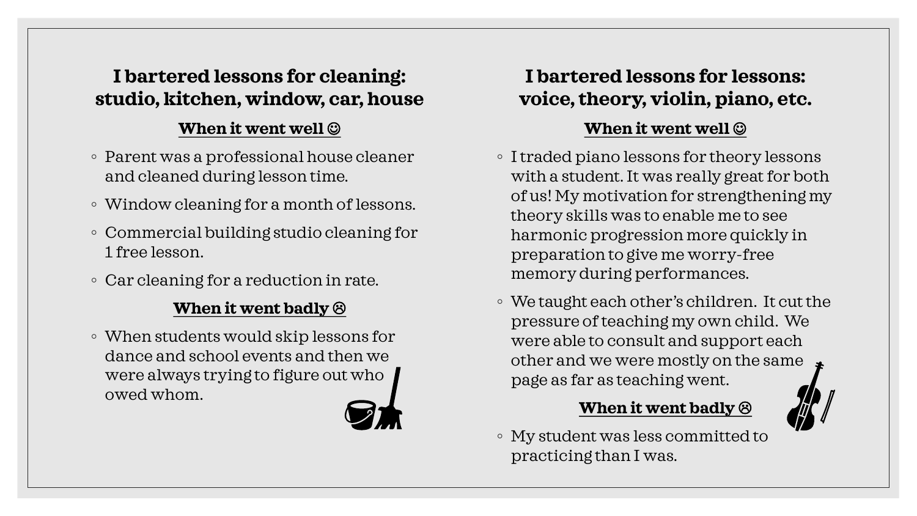## I bartered lessons for cleaning: studio, kitchen, window, car, house

**When it went well ☺**

- Parent was a professional house cleaner and cleaned during lesson time.
- Window cleaning for a month of lessons.
- Commercial building studio cleaning for 1 free lesson.
- Car cleaning for a reduction in rate.

**When it went badly ☹**

- When students would skip lessons for dance and school events and then we were always trying to figure out who owed whom.

## I bartered lessons for lessons: voice, theory, violin, piano, etc.

**When it went well ☺**

- I traded piano lessons for theory lessons with a student. It was really great for both of us! My motivation for strengthening my theory skills was to enable me to see harmonic progression more quickly in preparation to give me worry-free memory during performances.
- We taught each other's children. It cut the pressure of teaching my own child. We were able to consult and support each other and we were mostly on the same page as far as teaching went.

**When it went badly ☹**

- My student was less committed to practicing than I was.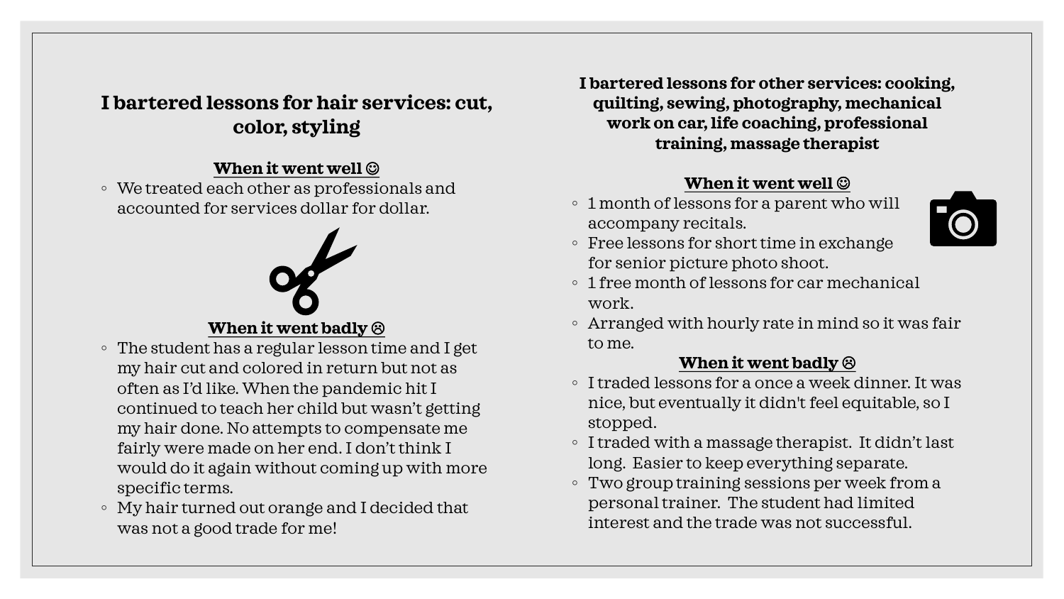## I bartered lessons for hair services: cut, color, styling

**When it went well ☺**

- We treated each other as professionals and accounted for services dollar for dollar.

**When it went badly ☹**

- The student has a regular lesson time and I get my hair cut and colored in return but not as often as I'd like. When the pandemic hit I continued to teach her child but wasn't getting my hair done. No attempts to compensate me fairly were made on her end. I don't think I would do it again without coming up with more specific terms.
- My hair turned out orange and I decided that was not a good trade for me!

## I bartered lessons for other services: cooking, quilting, sewing, photography, mechanical work on car, life coaching, professional training, massage therapist

**When it went well ☺**

- 1 month of lessons for a parent who will accompany recitals.
- Free lessons for short time in exchange for senior picture photo shoot.
- 1 free month of lessons for car mechanical work.
- Arranged with hourly rate in mind so it was fair to me.

**When it went badly ☹**

- I traded lessons for a once a week dinner. It was nice, but eventually it didn't feel equitable, so I stopped.
- I traded with a massage therapist. It didn't last long. Easier to keep everything separate.
- Two group training sessions per week from a personal trainer. The student had limited interest and the trade was not successful.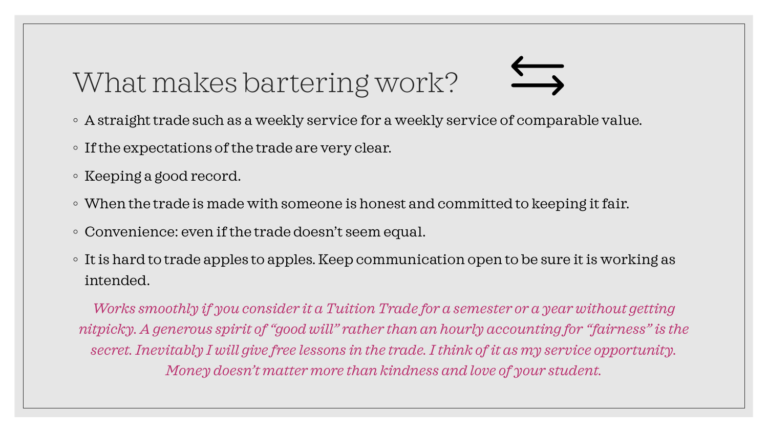# What makes bartering work?

- A straight trade such as a weekly service for a weekly service of comparable value.
- If the expectations of the trade are very clear.
- Keeping a good record.
- When the trade is made with someone is honest and committed to keeping it fair.
- Convenience: even if the trade doesn't seem equal.
- It is hard to trade apples to apples. Keep communication open to be sure it is working as intended.

*Works smoothly if you consider it a Tuition Trade for a semester or a year without getting nitpicky. A generous spirit of "good will" rather than an hourly accounting for "fairness" is the secret. Inevitably I will give free lessons in the trade. I think of it as my service opportunity. Money doesn't matter more than kindness and love of your student.*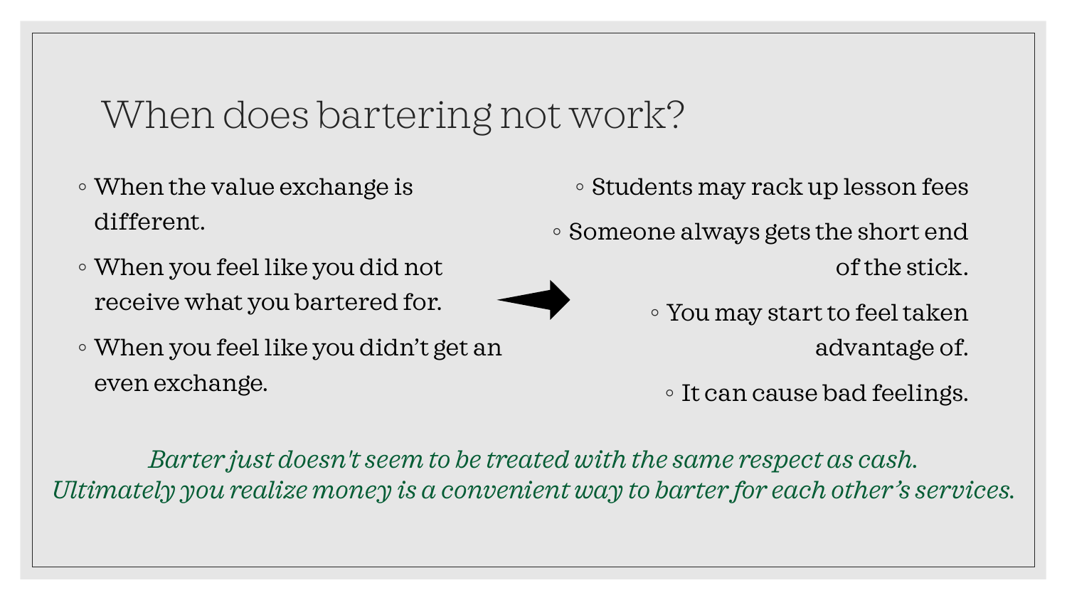# When does bartering not work?

- When the value exchange is different.
- When you feel like you did not receive what you bartered for.
- When you feel like you didn't get an even exchange.

→

- Students may rack up lesson fees
- Someone always gets the short end of the stick.
- You may start to feel taken advantage of.
- It can cause bad feelings.

*Barter just doesn't seem to be treated with the same respect as cash.*
*Ultimately you realize money is a convenient way to barter for each other's services.*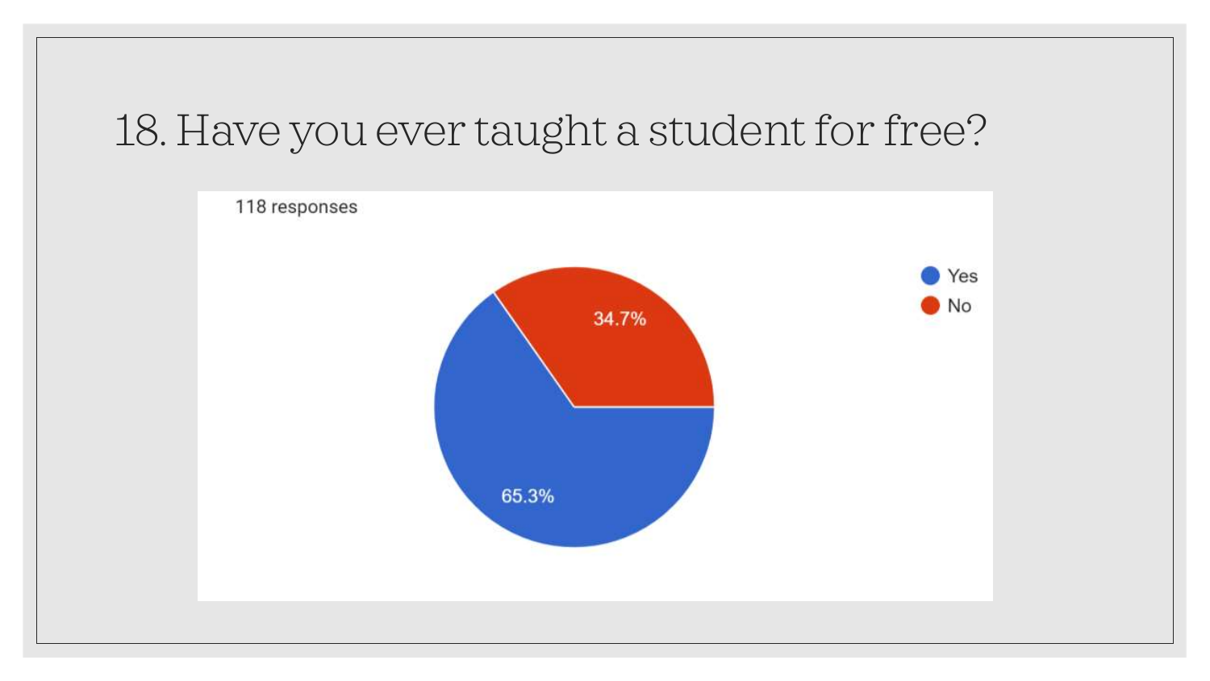# 18. Have you ever taught a student for free?

118 responses

- Yes: 65.3%
- No: 34.7%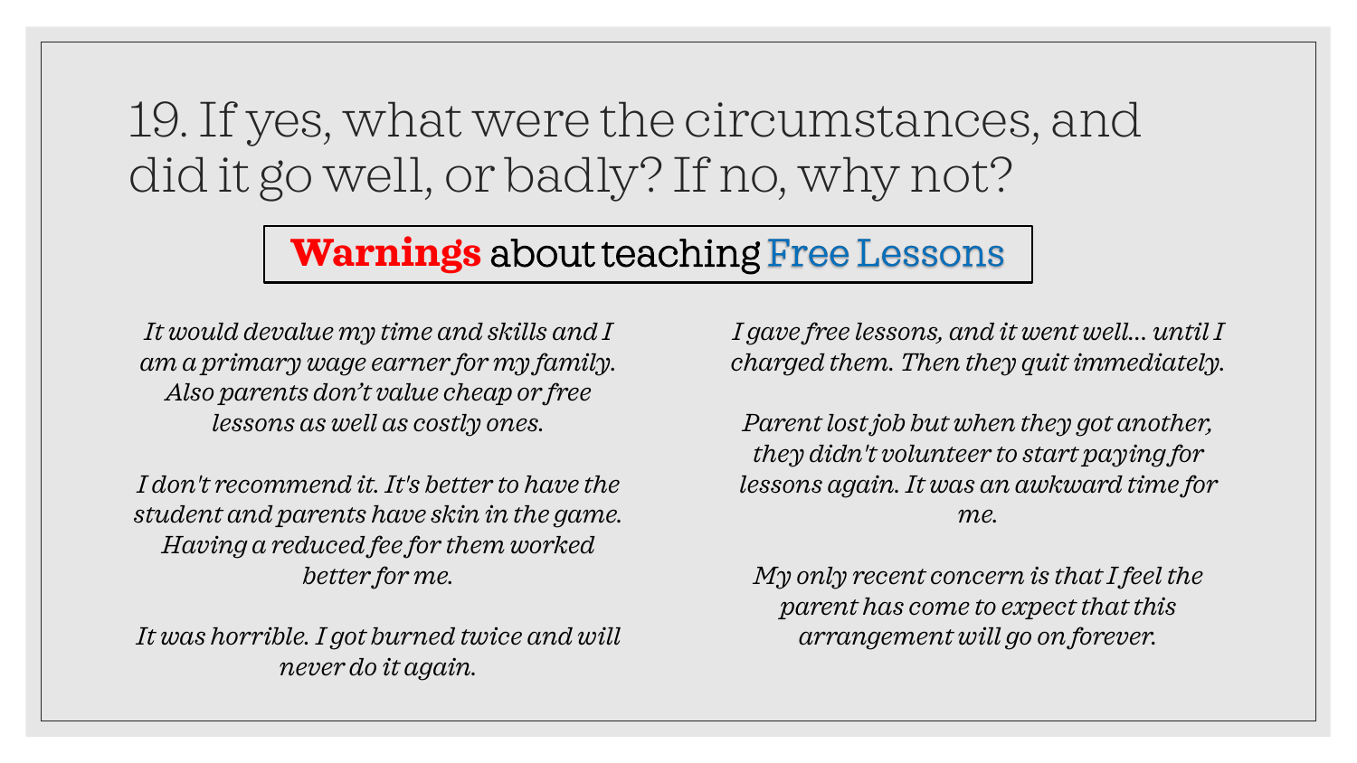# 19. If yes, what were the circumstances, and did it go well, or badly? If no, why not?

## **Warnings** about teaching Free Lessons

*It would devalue my time and skills and I am a primary wage earner for my family. Also parents don't value cheap or free lessons as well as costly ones.*

*I don't recommend it. It's better to have the student and parents have skin in the game. Having a reduced fee for them worked better for me.*

*It was horrible. I got burned twice and will never do it again.*

*I gave free lessons, and it went well... until I charged them. Then they quit immediately.*

*Parent lost job but when they got another, they didn't volunteer to start paying for lessons again. It was an awkward time for me.*

*My only recent concern is that I feel the parent has come to expect that this arrangement will go on forever.*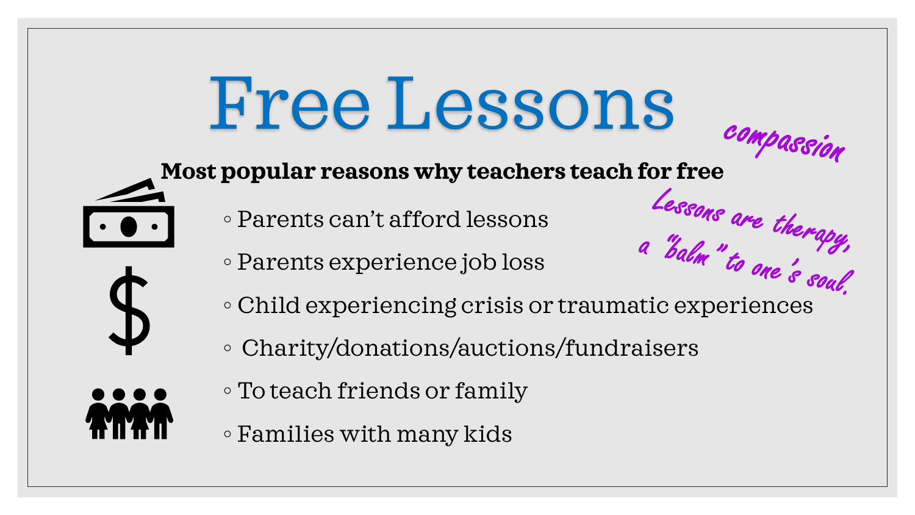# Free Lessons

**Most popular reasons why teachers teach for free**

- Parents can't afford lessons
- Parents experience job loss
- Child experiencing crisis or traumatic experiences
- Charity/donations/auctions/fundraisers
- To teach friends or family
- Families with many kids

*compassion*

*Lessons are therapy, a "balm" to one's soul.*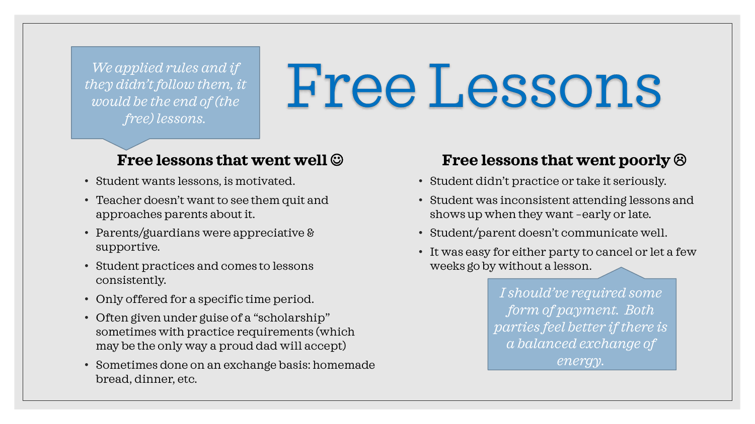# Free Lessons

*We applied rules and if they didn't follow them, it would be the end of (the free) lessons.*

### Free lessons that went well ☺

- Student wants lessons, is motivated.
- Teacher doesn't want to see them quit and approaches parents about it.
- Parents/guardians were appreciative & supportive.
- Student practices and comes to lessons consistently.
- Only offered for a specific time period.
- Often given under guise of a "scholarship" sometimes with practice requirements (which may be the only way a proud dad will accept)
- Sometimes done on an exchange basis: homemade bread, dinner, etc.

### Free lessons that went poorly ☹

- Student didn't practice or take it seriously.
- Student was inconsistent attending lessons and shows up when they want –early or late.
- Student/parent doesn't communicate well.
- It was easy for either party to cancel or let a few weeks go by without a lesson.

*I should've required some form of payment. Both parties feel better if there is a balanced exchange of energy.*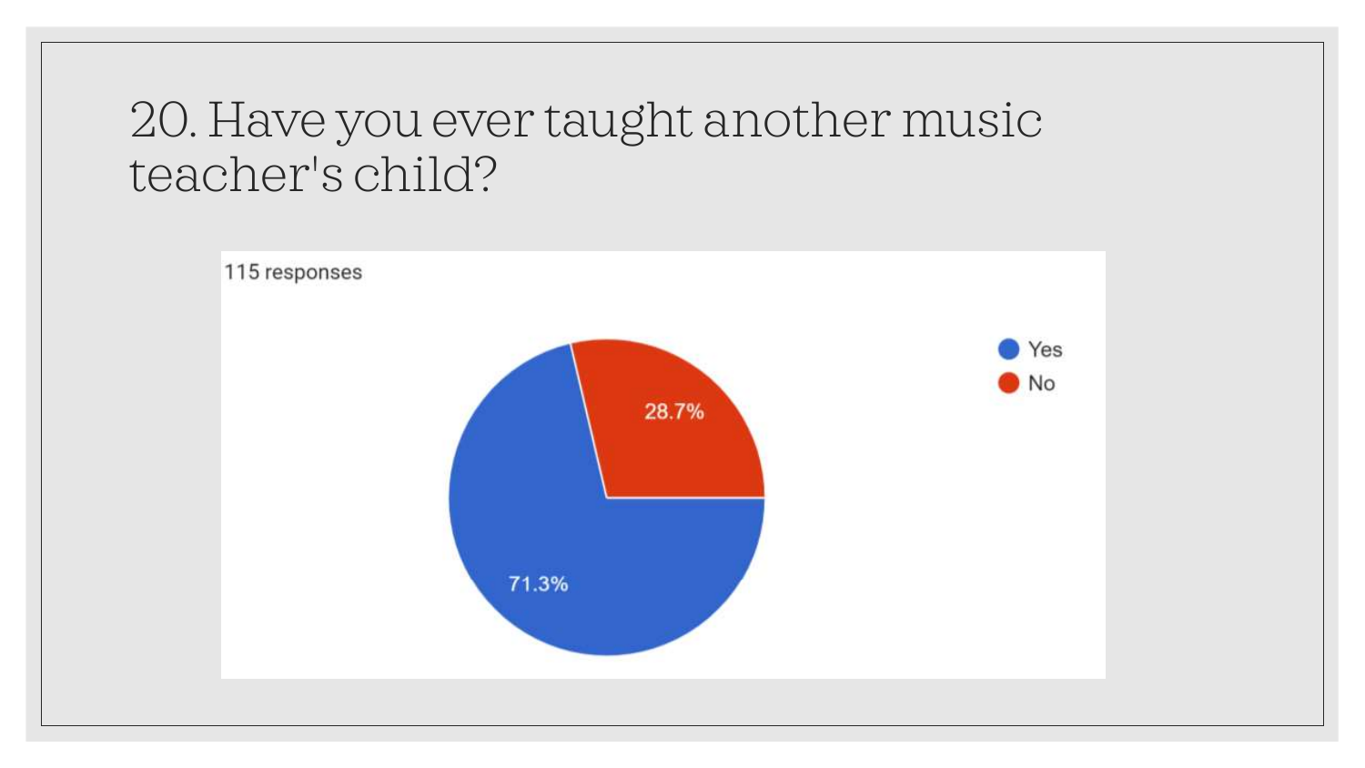# 20. Have you ever taught another music teacher's child?

115 responses

- Yes: 71.3%
- No: 28.7%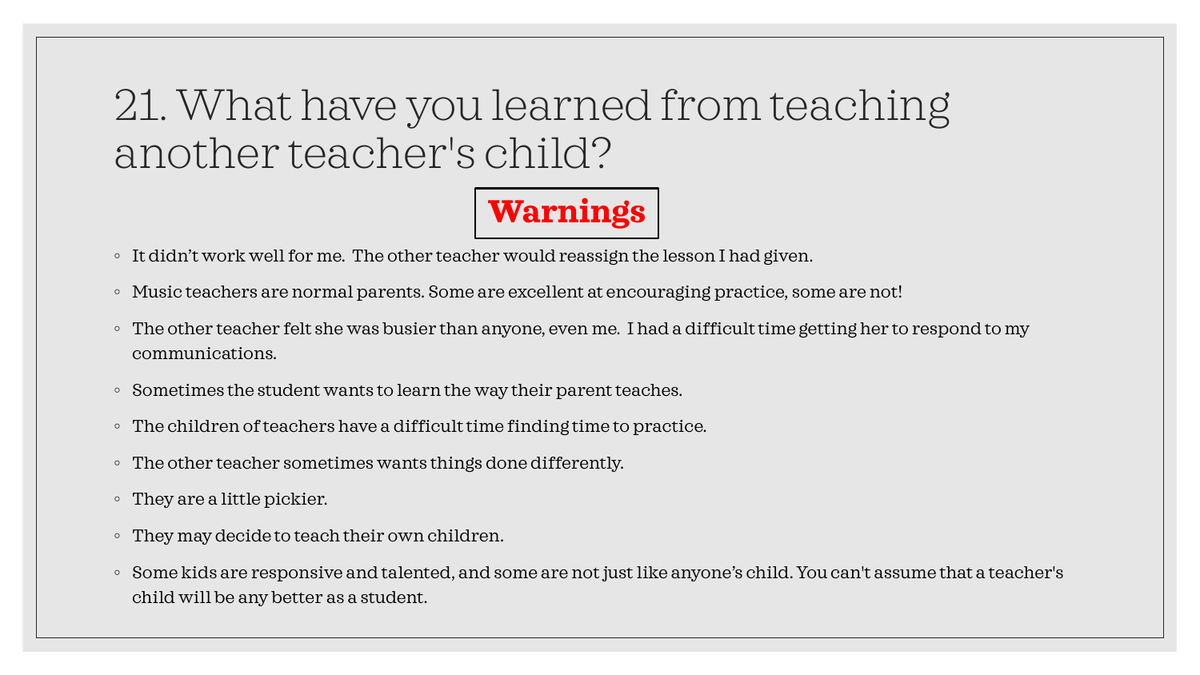# 21. What have you learned from teaching another teacher's child?

**Warnings**

- It didn't work well for me. The other teacher would reassign the lesson I had given.
- Music teachers are normal parents. Some are excellent at encouraging practice, some are not!
- The other teacher felt she was busier than anyone, even me. I had a difficult time getting her to respond to my communications.
- Sometimes the student wants to learn the way their parent teaches.
- The children of teachers have a difficult time finding time to practice.
- The other teacher sometimes wants things done differently.
- They are a little pickier.
- They may decide to teach their own children.
- Some kids are responsive and talented, and some are not just like anyone's child. You can't assume that a teacher's child will be any better as a student.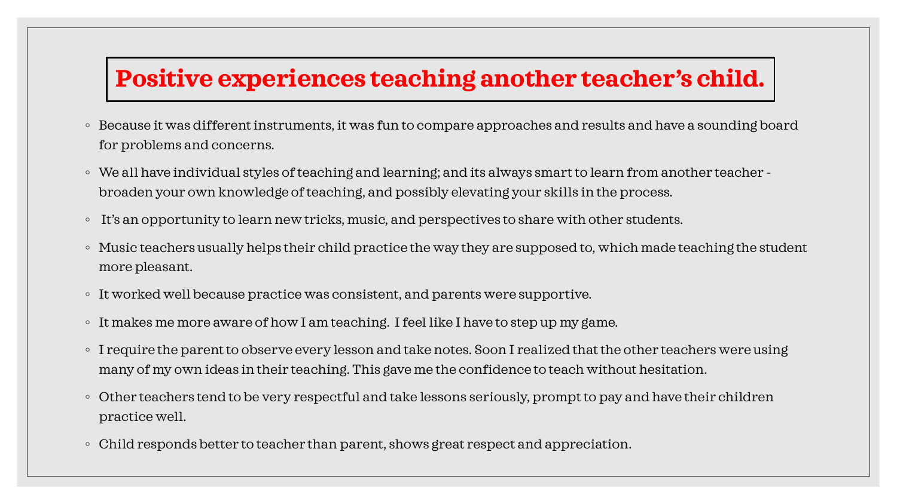# Positive experiences teaching another teacher's child.

- Because it was different instruments, it was fun to compare approaches and results and have a sounding board for problems and concerns.
- We all have individual styles of teaching and learning; and its always smart to learn from another teacher - broaden your own knowledge of teaching, and possibly elevating your skills in the process.
- It's an opportunity to learn new tricks, music, and perspectives to share with other students.
- Music teachers usually helps their child practice the way they are supposed to, which made teaching the student more pleasant.
- It worked well because practice was consistent, and parents were supportive.
- It makes me more aware of how I am teaching. I feel like I have to step up my game.
- I require the parent to observe every lesson and take notes. Soon I realized that the other teachers were using many of my own ideas in their teaching. This gave me the confidence to teach without hesitation.
- Other teachers tend to be very respectful and take lessons seriously, prompt to pay and have their children practice well.
- Child responds better to teacher than parent, shows great respect and appreciation.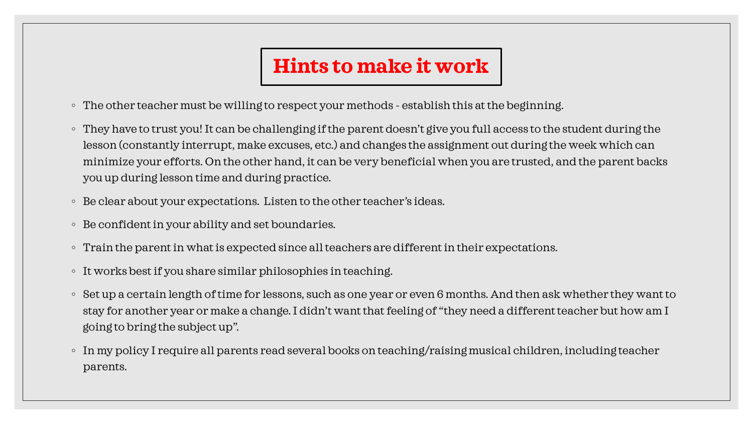# Hints to make it work

- The other teacher must be willing to respect your methods - establish this at the beginning.
- They have to trust you! It can be challenging if the parent doesn't give you full access to the student during the lesson (constantly interrupt, make excuses, etc.) and changes the assignment out during the week which can minimize your efforts. On the other hand, it can be very beneficial when you are trusted, and the parent backs you up during lesson time and during practice.
- Be clear about your expectations. Listen to the other teacher's ideas.
- Be confident in your ability and set boundaries.
- Train the parent in what is expected since all teachers are different in their expectations.
- It works best if you share similar philosophies in teaching.
- Set up a certain length of time for lessons, such as one year or even 6 months. And then ask whether they want to stay for another year or make a change. I didn't want that feeling of "they need a different teacher but how am I going to bring the subject up".
- In my policy I require all parents read several books on teaching/raising musical children, including teacher parents.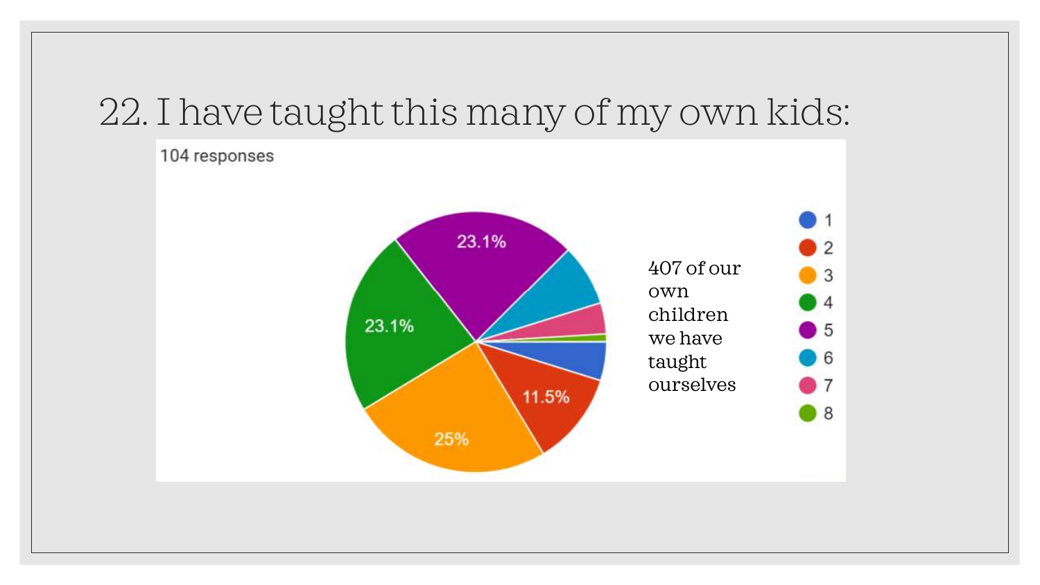# 22. I have taught this many of my own kids:

104 responses

| Number of kids | Percentage |
| --- | --- |
| 1 | |
| 2 | 11.5% |
| 3 | 25% |
| 4 | 23.1% |
| 5 | 23.1% |
| 6 | |
| 7 | |
| 8 | |

407 of our own children we have taught ourselves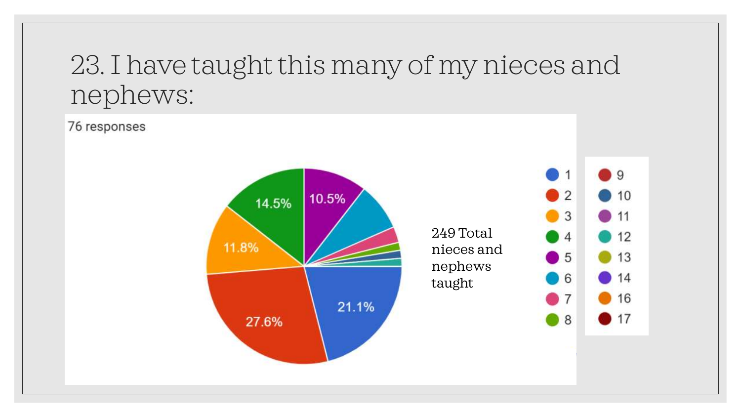# 23. I have taught this many of my nieces and nephews:

76 responses

| Value | Percentage |
| --- | --- |
| 1 | 21.1% |
| 2 | 27.6% |
| 3 | 11.8% |
| 4 | 14.5% |
| 5 | 10.5% |
| 6 | |
| 7 | |
| 8 | |
| 9 | |
| 10 | |
| 11 | |
| 12 | |
| 13 | |
| 14 | |
| 16 | |
| 17 | |

249 Total nieces and nephews taught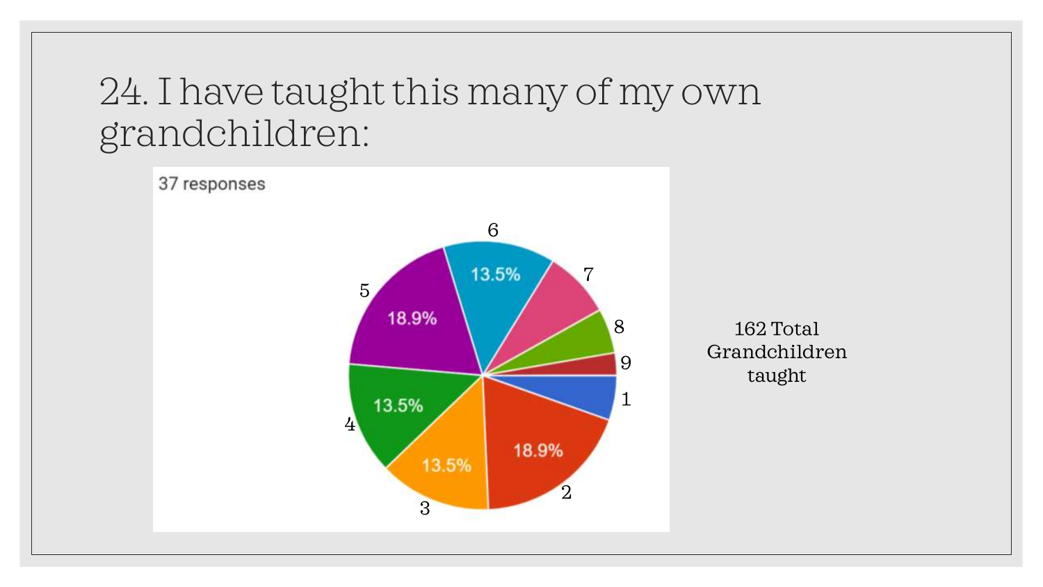# 24. I have taught this many of my own grandchildren:

37 responses

| Number of grandchildren | Percentage |
|---|---|
| 1 | |
| 2 | 18.9% |
| 3 | 13.5% |
| 4 | 13.5% |
| 5 | 18.9% |
| 6 | 13.5% |
| 7 | |
| 8 | |
| 9 | |

162 Total Grandchildren taught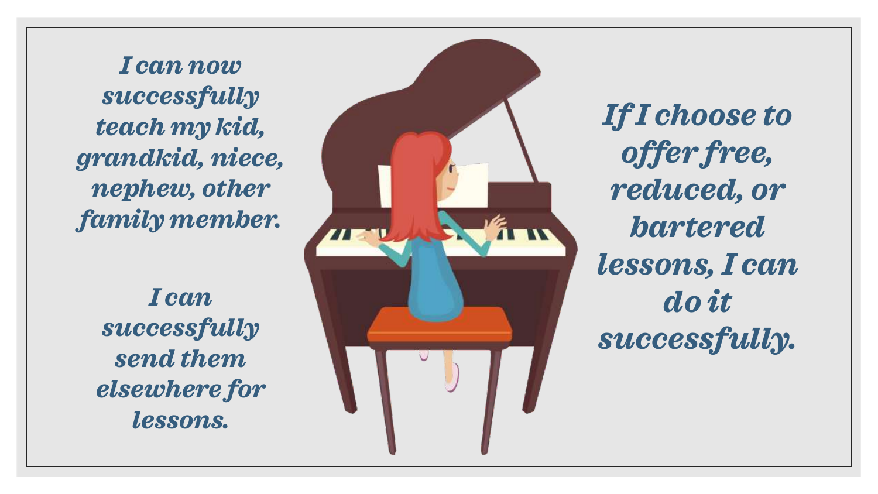*I can now successfully teach my kid, grandkid, niece, nephew, other family member.*

*I can successfully send them elsewhere for lessons.*

*If I choose to offer free, reduced, or bartered lessons, I can do it successfully.*